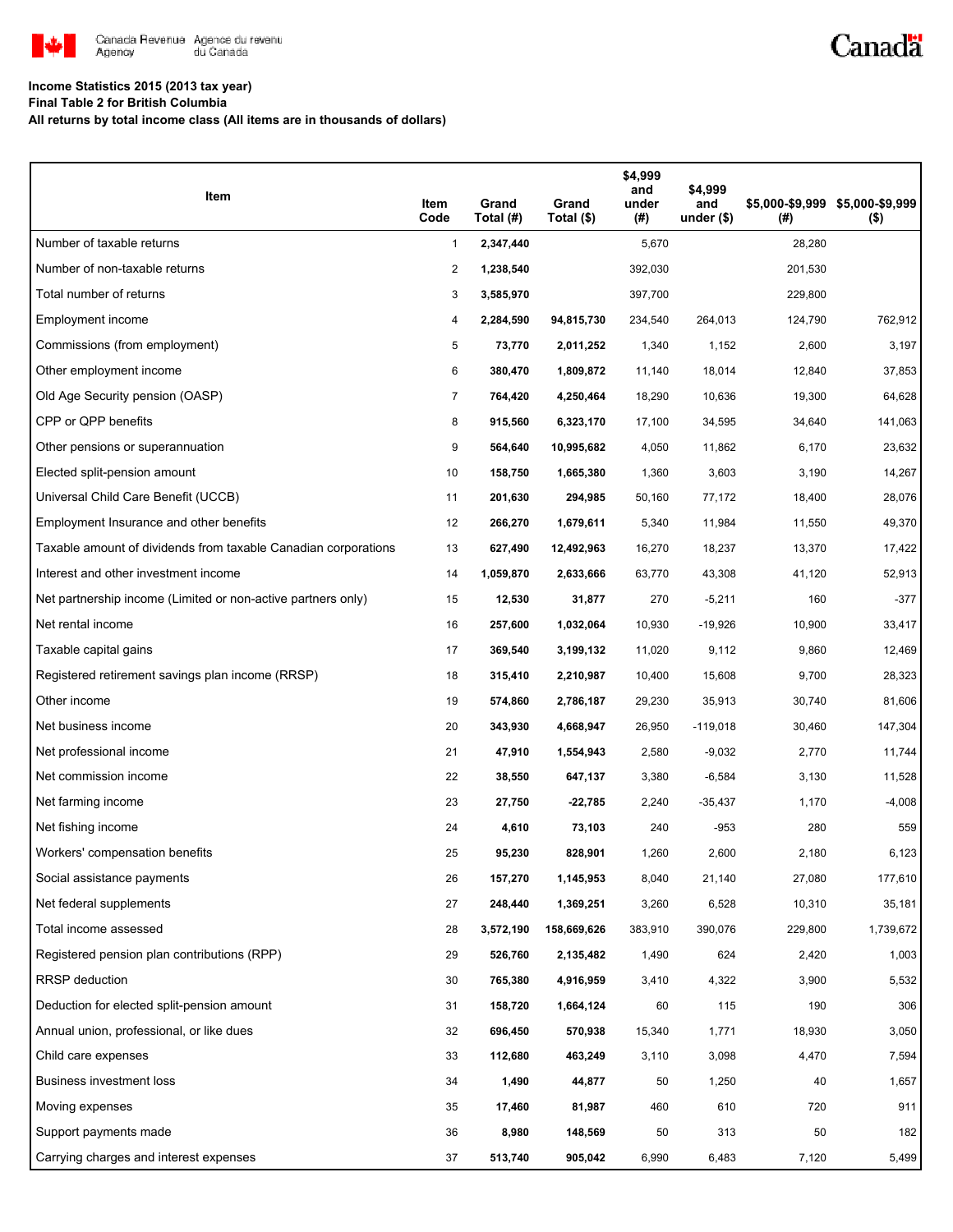Income Statistics 2015 (2013 tax year)

Final Table 2 for British Columbia

All returns by total income class (All items are in thousands of dollars)

| Item | Item Code | Grand Total (#) | Grand Total ($) | $4,999 and under (#) | $4,999 and under ($) | $5,000-$9,999 (#) | $5,000-$9,999 ($) |
|---|---|---|---|---|---|---|---|
| Number of taxable returns | 1 | **2,347,440** | | 5,670 | | 28,280 | |
| Number of non-taxable returns | 2 | **1,238,540** | | 392,030 | | 201,530 | |
| Total number of returns | 3 | **3,585,970** | | 397,700 | | 229,800 | |
| Employment income | 4 | **2,284,590** | **94,815,730** | 234,540 | 264,013 | 124,790 | 762,912 |
| Commissions (from employment) | 5 | **73,770** | **2,011,252** | 1,340 | 1,152 | 2,600 | 3,197 |
| Other employment income | 6 | **380,470** | **1,809,872** | 11,140 | 18,014 | 12,840 | 37,853 |
| Old Age Security pension (OASP) | 7 | **764,420** | **4,250,464** | 18,290 | 10,636 | 19,300 | 64,628 |
| CPP or QPP benefits | 8 | **915,560** | **6,323,170** | 17,100 | 34,595 | 34,640 | 141,063 |
| Other pensions or superannuation | 9 | **564,640** | **10,995,682** | 4,050 | 11,862 | 6,170 | 23,632 |
| Elected split-pension amount | 10 | **158,750** | **1,665,380** | 1,360 | 3,603 | 3,190 | 14,267 |
| Universal Child Care Benefit (UCCB) | 11 | **201,630** | **294,985** | 50,160 | 77,172 | 18,400 | 28,076 |
| Employment Insurance and other benefits | 12 | **266,270** | **1,679,611** | 5,340 | 11,984 | 11,550 | 49,370 |
| Taxable amount of dividends from taxable Canadian corporations | 13 | **627,490** | **12,492,963** | 16,270 | 18,237 | 13,370 | 17,422 |
| Interest and other investment income | 14 | **1,059,870** | **2,633,666** | 63,770 | 43,308 | 41,120 | 52,913 |
| Net partnership income (Limited or non-active partners only) | 15 | **12,530** | **31,877** | 270 | -5,211 | 160 | -377 |
| Net rental income | 16 | **257,600** | **1,032,064** | 10,930 | -19,926 | 10,900 | 33,417 |
| Taxable capital gains | 17 | **369,540** | **3,199,132** | 11,020 | 9,112 | 9,860 | 12,469 |
| Registered retirement savings plan income (RRSP) | 18 | **315,410** | **2,210,987** | 10,400 | 15,608 | 9,700 | 28,323 |
| Other income | 19 | **574,860** | **2,786,187** | 29,230 | 35,913 | 30,740 | 81,606 |
| Net business income | 20 | **343,930** | **4,668,947** | 26,950 | -119,018 | 30,460 | 147,304 |
| Net professional income | 21 | **47,910** | **1,554,943** | 2,580 | -9,032 | 2,770 | 11,744 |
| Net commission income | 22 | **38,550** | **647,137** | 3,380 | -6,584 | 3,130 | 11,528 |
| Net farming income | 23 | **27,750** | **-22,785** | 2,240 | -35,437 | 1,170 | -4,008 |
| Net fishing income | 24 | **4,610** | **73,103** | 240 | -953 | 280 | 559 |
| Workers' compensation benefits | 25 | **95,230** | **828,901** | 1,260 | 2,600 | 2,180 | 6,123 |
| Social assistance payments | 26 | **157,270** | **1,145,953** | 8,040 | 21,140 | 27,080 | 177,610 |
| Net federal supplements | 27 | **248,440** | **1,369,251** | 3,260 | 6,528 | 10,310 | 35,181 |
| Total income assessed | 28 | **3,572,190** | **158,669,626** | 383,910 | 390,076 | 229,800 | 1,739,672 |
| Registered pension plan contributions (RPP) | 29 | **526,760** | **2,135,482** | 1,490 | 624 | 2,420 | 1,003 |
| RRSP deduction | 30 | **765,380** | **4,916,959** | 3,410 | 4,322 | 3,900 | 5,532 |
| Deduction for elected split-pension amount | 31 | **158,720** | **1,664,124** | 60 | 115 | 190 | 306 |
| Annual union, professional, or like dues | 32 | **696,450** | **570,938** | 15,340 | 1,771 | 18,930 | 3,050 |
| Child care expenses | 33 | **112,680** | **463,249** | 3,110 | 3,098 | 4,470 | 7,594 |
| Business investment loss | 34 | **1,490** | **44,877** | 50 | 1,250 | 40 | 1,657 |
| Moving expenses | 35 | **17,460** | **81,987** | 460 | 610 | 720 | 911 |
| Support payments made | 36 | **8,980** | **148,569** | 50 | 313 | 50 | 182 |
| Carrying charges and interest expenses | 37 | **513,740** | **905,042** | 6,990 | 6,483 | 7,120 | 5,499 |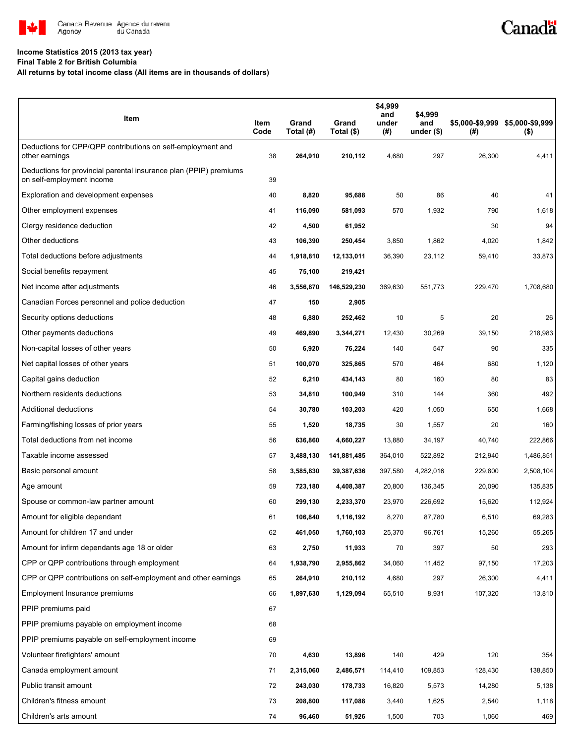**Income Statistics 2015 (2013 tax year)**
**Final Table 2 for British Columbia**
**All returns by total income class (All items are in thousands of dollars)**

| Item | Item Code | Grand Total (#) | Grand Total ($) | $4,999 and under (#) | $4,999 and under ($) | $5,000-$9,999 (#) | $5,000-$9,999 ($) |
|---|---|---|---|---|---|---|---|
| Deductions for CPP/QPP contributions on self-employment and other earnings | 38 | **264,910** | **210,112** | 4,680 | 297 | 26,300 | 4,411 |
| Deductions for provincial parental insurance plan (PPIP) premiums on self-employment income | 39 | | | | | | |
| Exploration and development expenses | 40 | **8,820** | **95,688** | 50 | 86 | 40 | 41 |
| Other employment expenses | 41 | **116,090** | **581,093** | 570 | 1,932 | 790 | 1,618 |
| Clergy residence deduction | 42 | **4,500** | **61,952** | | | 30 | 94 |
| Other deductions | 43 | **106,390** | **250,454** | 3,850 | 1,862 | 4,020 | 1,842 |
| Total deductions before adjustments | 44 | **1,918,810** | **12,133,011** | 36,390 | 23,112 | 59,410 | 33,873 |
| Social benefits repayment | 45 | **75,100** | **219,421** | | | | |
| Net income after adjustments | 46 | **3,556,870** | **146,529,230** | 369,630 | 551,773 | 229,470 | 1,708,680 |
| Canadian Forces personnel and police deduction | 47 | **150** | **2,905** | | | | |
| Security options deductions | 48 | **6,880** | **252,462** | 10 | 5 | 20 | 26 |
| Other payments deductions | 49 | **469,890** | **3,344,271** | 12,430 | 30,269 | 39,150 | 218,983 |
| Non-capital losses of other years | 50 | **6,920** | **76,224** | 140 | 547 | 90 | 335 |
| Net capital losses of other years | 51 | **100,070** | **325,865** | 570 | 464 | 680 | 1,120 |
| Capital gains deduction | 52 | **6,210** | **434,143** | 80 | 160 | 80 | 83 |
| Northern residents deductions | 53 | **34,810** | **100,949** | 310 | 144 | 360 | 492 |
| Additional deductions | 54 | **30,780** | **103,203** | 420 | 1,050 | 650 | 1,668 |
| Farming/fishing losses of prior years | 55 | **1,520** | **18,735** | 30 | 1,557 | 20 | 160 |
| Total deductions from net income | 56 | **636,860** | **4,660,227** | 13,880 | 34,197 | 40,740 | 222,866 |
| Taxable income assessed | 57 | **3,488,130** | **141,881,485** | 364,010 | 522,892 | 212,940 | 1,486,851 |
| Basic personal amount | 58 | **3,585,830** | **39,387,636** | 397,580 | 4,282,016 | 229,800 | 2,508,104 |
| Age amount | 59 | **723,180** | **4,408,387** | 20,800 | 136,345 | 20,090 | 135,835 |
| Spouse or common-law partner amount | 60 | **299,130** | **2,233,370** | 23,970 | 226,692 | 15,620 | 112,924 |
| Amount for eligible dependant | 61 | **106,840** | **1,116,192** | 8,270 | 87,780 | 6,510 | 69,283 |
| Amount for children 17 and under | 62 | **461,050** | **1,760,103** | 25,370 | 96,761 | 15,260 | 55,265 |
| Amount for infirm dependants age 18 or older | 63 | **2,750** | **11,933** | 70 | 397 | 50 | 293 |
| CPP or QPP contributions through employment | 64 | **1,938,790** | **2,955,862** | 34,060 | 11,452 | 97,150 | 17,203 |
| CPP or QPP contributions on self-employment and other earnings | 65 | **264,910** | **210,112** | 4,680 | 297 | 26,300 | 4,411 |
| Employment Insurance premiums | 66 | **1,897,630** | **1,129,094** | 65,510 | 8,931 | 107,320 | 13,810 |
| PPIP premiums paid | 67 | | | | | | |
| PPIP premiums payable on employment income | 68 | | | | | | |
| PPIP premiums payable on self-employment income | 69 | | | | | | |
| Volunteer firefighters' amount | 70 | **4,630** | **13,896** | 140 | 429 | 120 | 354 |
| Canada employment amount | 71 | **2,315,060** | **2,486,571** | 114,410 | 109,853 | 128,430 | 138,850 |
| Public transit amount | 72 | **243,030** | **178,733** | 16,820 | 5,573 | 14,280 | 5,138 |
| Children's fitness amount | 73 | **208,800** | **117,088** | 3,440 | 1,625 | 2,540 | 1,118 |
| Children's arts amount | 74 | **96,460** | **51,926** | 1,500 | 703 | 1,060 | 469 |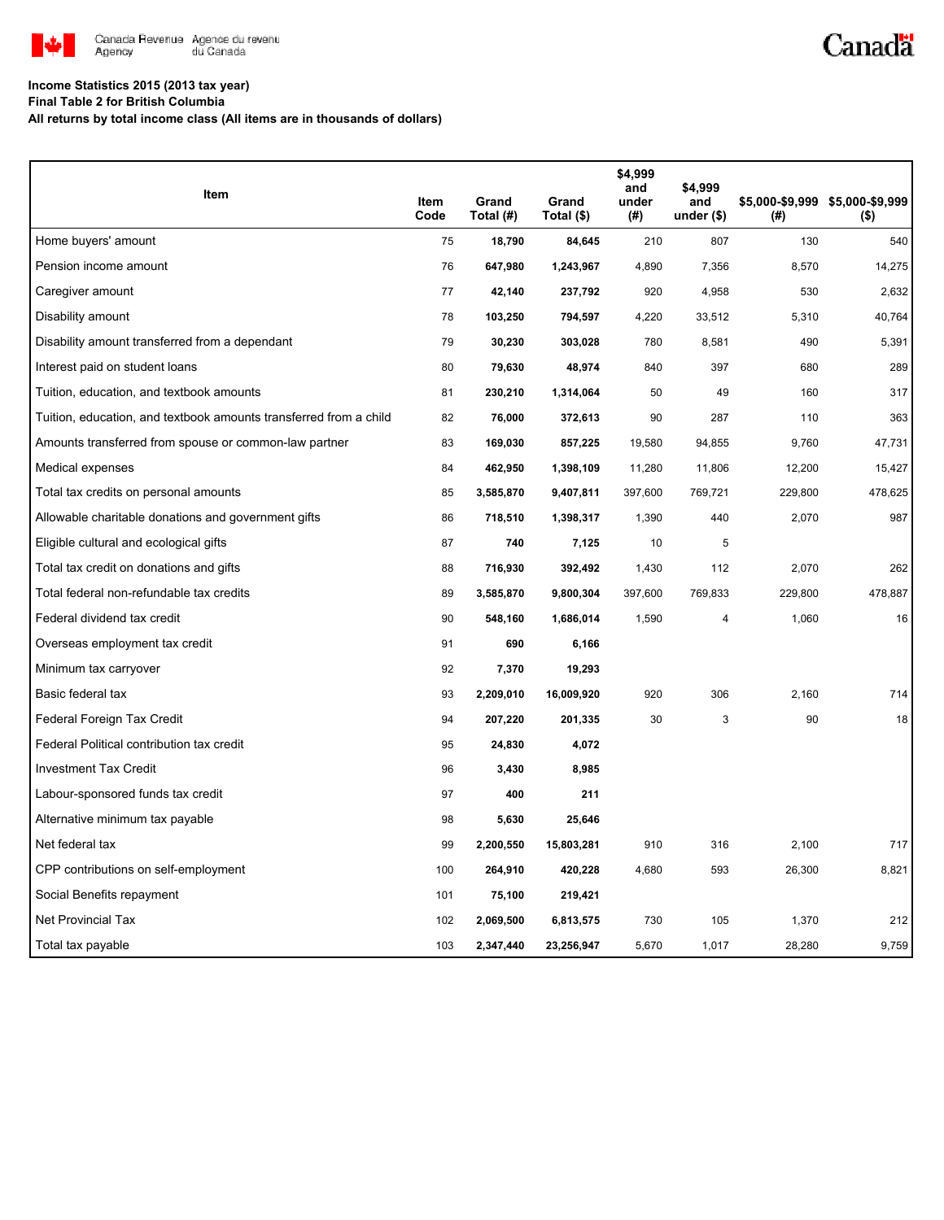**Income Statistics 2015 (2013 tax year)**
**Final Table 2 for British Columbia**
**All returns by total income class (All items are in thousands of dollars)**

| Item | Item Code | Grand Total (#) | Grand Total ($) | $4,999 and under (#) | $4,999 and under ($) | $5,000-$9,999 (#) | $5,000-$9,999 ($) |
|---|---|---|---|---|---|---|---|
| Home buyers' amount | 75 | 18,790 | 84,645 | 210 | 807 | 130 | 540 |
| Pension income amount | 76 | 647,980 | 1,243,967 | 4,890 | 7,356 | 8,570 | 14,275 |
| Caregiver amount | 77 | 42,140 | 237,792 | 920 | 4,958 | 530 | 2,632 |
| Disability amount | 78 | 103,250 | 794,597 | 4,220 | 33,512 | 5,310 | 40,764 |
| Disability amount transferred from a dependant | 79 | 30,230 | 303,028 | 780 | 8,581 | 490 | 5,391 |
| Interest paid on student loans | 80 | 79,630 | 48,974 | 840 | 397 | 680 | 289 |
| Tuition, education, and textbook amounts | 81 | 230,210 | 1,314,064 | 50 | 49 | 160 | 317 |
| Tuition, education, and textbook amounts transferred from a child | 82 | 76,000 | 372,613 | 90 | 287 | 110 | 363 |
| Amounts transferred from spouse or common-law partner | 83 | 169,030 | 857,225 | 19,580 | 94,855 | 9,760 | 47,731 |
| Medical expenses | 84 | 462,950 | 1,398,109 | 11,280 | 11,806 | 12,200 | 15,427 |
| Total tax credits on personal amounts | 85 | 3,585,870 | 9,407,811 | 397,600 | 769,721 | 229,800 | 478,625 |
| Allowable charitable donations and government gifts | 86 | 718,510 | 1,398,317 | 1,390 | 440 | 2,070 | 987 |
| Eligible cultural and ecological gifts | 87 | 740 | 7,125 | 10 | 5 | | |
| Total tax credit on donations and gifts | 88 | 716,930 | 392,492 | 1,430 | 112 | 2,070 | 262 |
| Total federal non-refundable tax credits | 89 | 3,585,870 | 9,800,304 | 397,600 | 769,833 | 229,800 | 478,887 |
| Federal dividend tax credit | 90 | 548,160 | 1,686,014 | 1,590 | 4 | 1,060 | 16 |
| Overseas employment tax credit | 91 | 690 | 6,166 | | | | |
| Minimum tax carryover | 92 | 7,370 | 19,293 | | | | |
| Basic federal tax | 93 | 2,209,010 | 16,009,920 | 920 | 306 | 2,160 | 714 |
| Federal Foreign Tax Credit | 94 | 207,220 | 201,335 | 30 | 3 | 90 | 18 |
| Federal Political contribution tax credit | 95 | 24,830 | 4,072 | | | | |
| Investment Tax Credit | 96 | 3,430 | 8,985 | | | | |
| Labour-sponsored funds tax credit | 97 | 400 | 211 | | | | |
| Alternative minimum tax payable | 98 | 5,630 | 25,646 | | | | |
| Net federal tax | 99 | 2,200,550 | 15,803,281 | 910 | 316 | 2,100 | 717 |
| CPP contributions on self-employment | 100 | 264,910 | 420,228 | 4,680 | 593 | 26,300 | 8,821 |
| Social Benefits repayment | 101 | 75,100 | 219,421 | | | | |
| Net Provincial Tax | 102 | 2,069,500 | 6,813,575 | 730 | 105 | 1,370 | 212 |
| Total tax payable | 103 | 2,347,440 | 23,256,947 | 5,670 | 1,017 | 28,280 | 9,759 |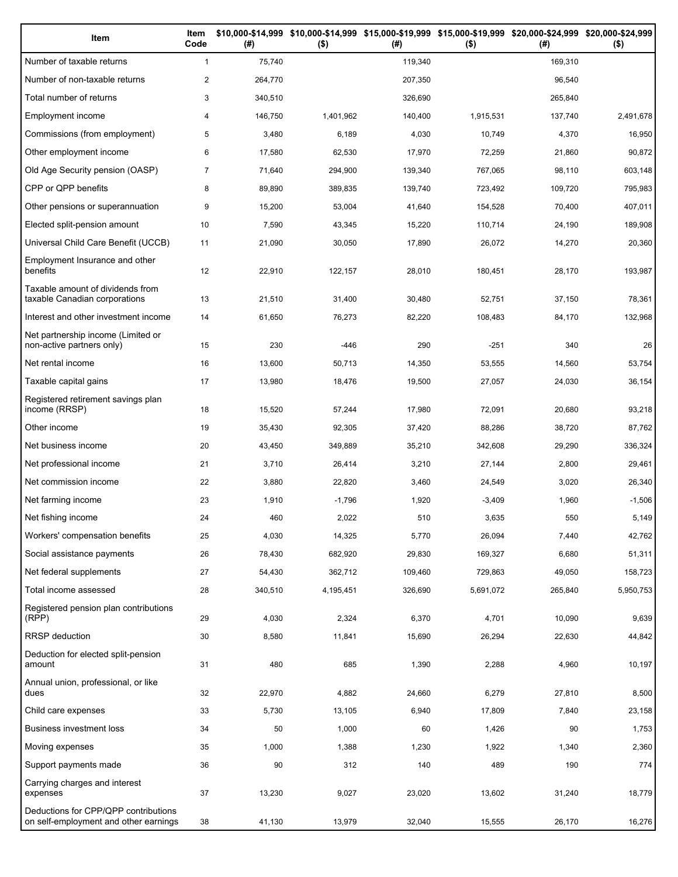| Item | Item Code | $10,000-$14,999 (#) | $10,000-$14,999 ($) | $15,000-$19,999 (#) | $15,000-$19,999 ($) | $20,000-$24,999 (#) | $20,000-$24,999 ($) |
|---|---|---|---|---|---|---|---|
| Number of taxable returns | 1 | 75,740 | | 119,340 | | 169,310 | |
| Number of non-taxable returns | 2 | 264,770 | | 207,350 | | 96,540 | |
| Total number of returns | 3 | 340,510 | | 326,690 | | 265,840 | |
| Employment income | 4 | 146,750 | 1,401,962 | 140,400 | 1,915,531 | 137,740 | 2,491,678 |
| Commissions (from employment) | 5 | 3,480 | 6,189 | 4,030 | 10,749 | 4,370 | 16,950 |
| Other employment income | 6 | 17,580 | 62,530 | 17,970 | 72,259 | 21,860 | 90,872 |
| Old Age Security pension (OASP) | 7 | 71,640 | 294,900 | 139,340 | 767,065 | 98,110 | 603,148 |
| CPP or QPP benefits | 8 | 89,890 | 389,835 | 139,740 | 723,492 | 109,720 | 795,983 |
| Other pensions or superannuation | 9 | 15,200 | 53,004 | 41,640 | 154,528 | 70,400 | 407,011 |
| Elected split-pension amount | 10 | 7,590 | 43,345 | 15,220 | 110,714 | 24,190 | 189,908 |
| Universal Child Care Benefit (UCCB) | 11 | 21,090 | 30,050 | 17,890 | 26,072 | 14,270 | 20,360 |
| Employment Insurance and other benefits | 12 | 22,910 | 122,157 | 28,010 | 180,451 | 28,170 | 193,987 |
| Taxable amount of dividends from taxable Canadian corporations | 13 | 21,510 | 31,400 | 30,480 | 52,751 | 37,150 | 78,361 |
| Interest and other investment income | 14 | 61,650 | 76,273 | 82,220 | 108,483 | 84,170 | 132,968 |
| Net partnership income (Limited or non-active partners only) | 15 | 230 | -446 | 290 | -251 | 340 | 26 |
| Net rental income | 16 | 13,600 | 50,713 | 14,350 | 53,555 | 14,560 | 53,754 |
| Taxable capital gains | 17 | 13,980 | 18,476 | 19,500 | 27,057 | 24,030 | 36,154 |
| Registered retirement savings plan income (RRSP) | 18 | 15,520 | 57,244 | 17,980 | 72,091 | 20,680 | 93,218 |
| Other income | 19 | 35,430 | 92,305 | 37,420 | 88,286 | 38,720 | 87,762 |
| Net business income | 20 | 43,450 | 349,889 | 35,210 | 342,608 | 29,290 | 336,324 |
| Net professional income | 21 | 3,710 | 26,414 | 3,210 | 27,144 | 2,800 | 29,461 |
| Net commission income | 22 | 3,880 | 22,820 | 3,460 | 24,549 | 3,020 | 26,340 |
| Net farming income | 23 | 1,910 | -1,796 | 1,920 | -3,409 | 1,960 | -1,506 |
| Net fishing income | 24 | 460 | 2,022 | 510 | 3,635 | 550 | 5,149 |
| Workers' compensation benefits | 25 | 4,030 | 14,325 | 5,770 | 26,094 | 7,440 | 42,762 |
| Social assistance payments | 26 | 78,430 | 682,920 | 29,830 | 169,327 | 6,680 | 51,311 |
| Net federal supplements | 27 | 54,430 | 362,712 | 109,460 | 729,863 | 49,050 | 158,723 |
| Total income assessed | 28 | 340,510 | 4,195,451 | 326,690 | 5,691,072 | 265,840 | 5,950,753 |
| Registered pension plan contributions (RPP) | 29 | 4,030 | 2,324 | 6,370 | 4,701 | 10,090 | 9,639 |
| RRSP deduction | 30 | 8,580 | 11,841 | 15,690 | 26,294 | 22,630 | 44,842 |
| Deduction for elected split-pension amount | 31 | 480 | 685 | 1,390 | 2,288 | 4,960 | 10,197 |
| Annual union, professional, or like dues | 32 | 22,970 | 4,882 | 24,660 | 6,279 | 27,810 | 8,500 |
| Child care expenses | 33 | 5,730 | 13,105 | 6,940 | 17,809 | 7,840 | 23,158 |
| Business investment loss | 34 | 50 | 1,000 | 60 | 1,426 | 90 | 1,753 |
| Moving expenses | 35 | 1,000 | 1,388 | 1,230 | 1,922 | 1,340 | 2,360 |
| Support payments made | 36 | 90 | 312 | 140 | 489 | 190 | 774 |
| Carrying charges and interest expenses | 37 | 13,230 | 9,027 | 23,020 | 13,602 | 31,240 | 18,779 |
| Deductions for CPP/QPP contributions on self-employment and other earnings | 38 | 41,130 | 13,979 | 32,040 | 15,555 | 26,170 | 16,276 |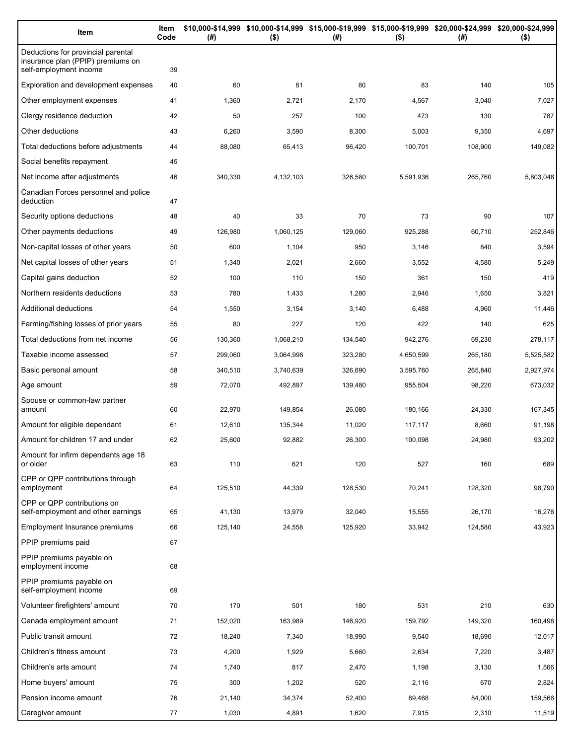| Item | Item Code | $10,000-$14,999 (#) | $10,000-$14,999 ($) | $15,000-$19,999 (#) | $15,000-$19,999 ($) | $20,000-$24,999 (#) | $20,000-$24,999 ($) |
|---|---|---|---|---|---|---|---|
| Deductions for provincial parental insurance plan (PPIP) premiums on self-employment income | 39 | | | | | | |
| Exploration and development expenses | 40 | 60 | 81 | 80 | 83 | 140 | 105 |
| Other employment expenses | 41 | 1,360 | 2,721 | 2,170 | 4,567 | 3,040 | 7,027 |
| Clergy residence deduction | 42 | 50 | 257 | 100 | 473 | 130 | 787 |
| Other deductions | 43 | 6,260 | 3,590 | 8,300 | 5,003 | 9,350 | 4,697 |
| Total deductions before adjustments | 44 | 88,080 | 65,413 | 96,420 | 100,701 | 108,900 | 149,082 |
| Social benefits repayment | 45 | | | | | | |
| Net income after adjustments | 46 | 340,330 | 4,132,103 | 326,580 | 5,591,936 | 265,760 | 5,803,048 |
| Canadian Forces personnel and police deduction | 47 | | | | | | |
| Security options deductions | 48 | 40 | 33 | 70 | 73 | 90 | 107 |
| Other payments deductions | 49 | 126,980 | 1,060,125 | 129,060 | 925,288 | 60,710 | 252,846 |
| Non-capital losses of other years | 50 | 600 | 1,104 | 950 | 3,146 | 840 | 3,594 |
| Net capital losses of other years | 51 | 1,340 | 2,021 | 2,660 | 3,552 | 4,580 | 5,249 |
| Capital gains deduction | 52 | 100 | 110 | 150 | 361 | 150 | 419 |
| Northern residents deductions | 53 | 780 | 1,433 | 1,280 | 2,946 | 1,650 | 3,821 |
| Additional deductions | 54 | 1,550 | 3,154 | 3,140 | 6,488 | 4,960 | 11,446 |
| Farming/fishing losses of prior years | 55 | 80 | 227 | 120 | 422 | 140 | 625 |
| Total deductions from net income | 56 | 130,360 | 1,068,210 | 134,540 | 942,276 | 69,230 | 278,117 |
| Taxable income assessed | 57 | 299,060 | 3,064,998 | 323,280 | 4,650,599 | 265,180 | 5,525,582 |
| Basic personal amount | 58 | 340,510 | 3,740,639 | 326,690 | 3,595,760 | 265,840 | 2,927,974 |
| Age amount | 59 | 72,070 | 492,897 | 139,480 | 955,504 | 98,220 | 673,032 |
| Spouse or common-law partner amount | 60 | 22,970 | 149,854 | 26,080 | 180,166 | 24,330 | 167,345 |
| Amount for eligible dependant | 61 | 12,610 | 135,344 | 11,020 | 117,117 | 8,660 | 91,198 |
| Amount for children 17 and under | 62 | 25,600 | 92,882 | 26,300 | 100,098 | 24,980 | 93,202 |
| Amount for infirm dependants age 18 or older | 63 | 110 | 621 | 120 | 527 | 160 | 689 |
| CPP or QPP contributions through employment | 64 | 125,510 | 44,339 | 128,530 | 70,241 | 128,320 | 98,790 |
| CPP or QPP contributions on self-employment and other earnings | 65 | 41,130 | 13,979 | 32,040 | 15,555 | 26,170 | 16,276 |
| Employment Insurance premiums | 66 | 125,140 | 24,558 | 125,920 | 33,942 | 124,580 | 43,923 |
| PPIP premiums paid | 67 | | | | | | |
| PPIP premiums payable on employment income | 68 | | | | | | |
| PPIP premiums payable on self-employment income | 69 | | | | | | |
| Volunteer firefighters' amount | 70 | 170 | 501 | 180 | 531 | 210 | 630 |
| Canada employment amount | 71 | 152,020 | 163,989 | 146,920 | 159,792 | 149,320 | 160,498 |
| Public transit amount | 72 | 18,240 | 7,340 | 18,990 | 9,540 | 18,690 | 12,017 |
| Children's fitness amount | 73 | 4,200 | 1,929 | 5,660 | 2,634 | 7,220 | 3,487 |
| Children's arts amount | 74 | 1,740 | 817 | 2,470 | 1,198 | 3,130 | 1,566 |
| Home buyers' amount | 75 | 300 | 1,202 | 520 | 2,116 | 670 | 2,824 |
| Pension income amount | 76 | 21,140 | 34,374 | 52,400 | 89,468 | 84,000 | 159,566 |
| Caregiver amount | 77 | 1,030 | 4,891 | 1,620 | 7,915 | 2,310 | 11,519 |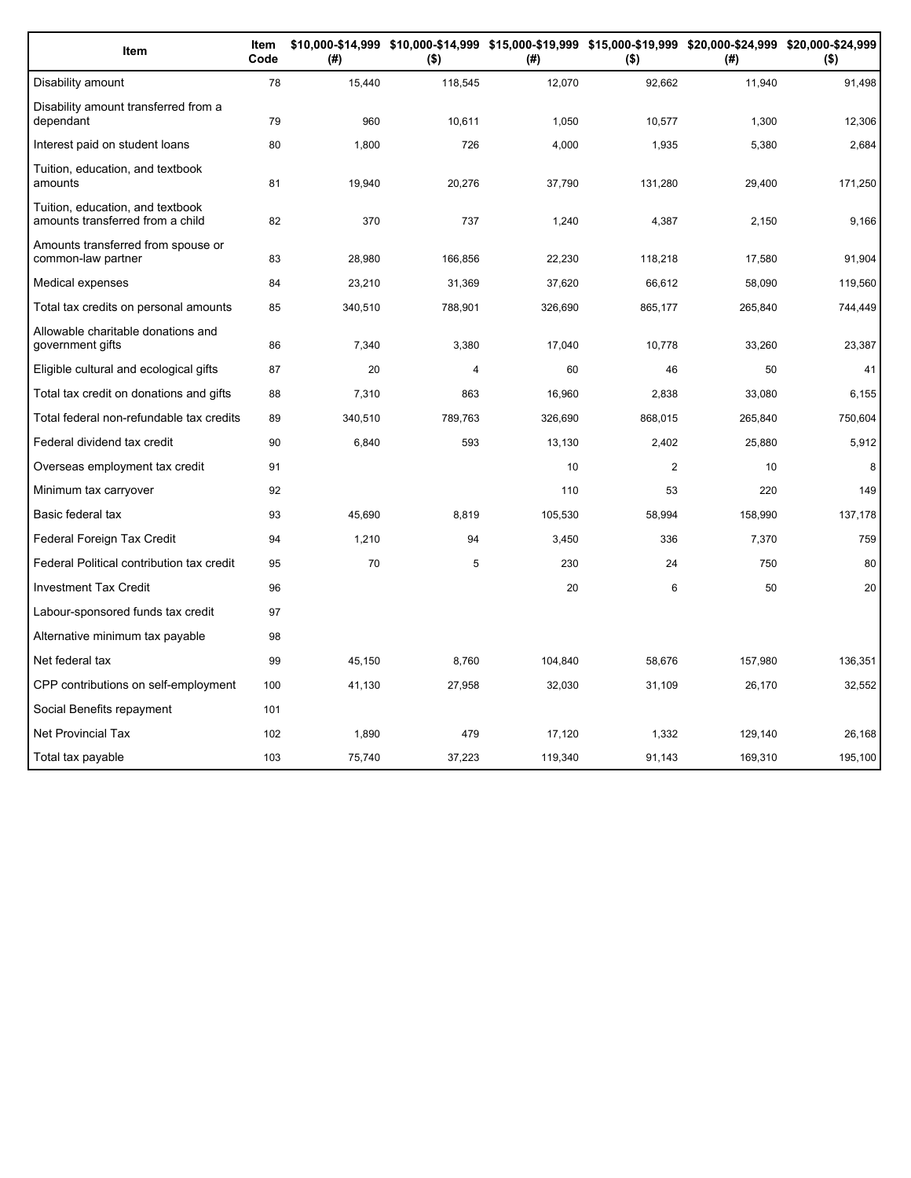| Item | Item Code | $10,000-$14,999 (#) | $10,000-$14,999 ($) | $15,000-$19,999 (#) | $15,000-$19,999 ($) | $20,000-$24,999 (#) | $20,000-$24,999 ($) |
|---|---|---|---|---|---|---|---|
| Disability amount | 78 | 15,440 | 118,545 | 12,070 | 92,662 | 11,940 | 91,498 |
| Disability amount transferred from a dependant | 79 | 960 | 10,611 | 1,050 | 10,577 | 1,300 | 12,306 |
| Interest paid on student loans | 80 | 1,800 | 726 | 4,000 | 1,935 | 5,380 | 2,684 |
| Tuition, education, and textbook amounts | 81 | 19,940 | 20,276 | 37,790 | 131,280 | 29,400 | 171,250 |
| Tuition, education, and textbook amounts transferred from a child | 82 | 370 | 737 | 1,240 | 4,387 | 2,150 | 9,166 |
| Amounts transferred from spouse or common-law partner | 83 | 28,980 | 166,856 | 22,230 | 118,218 | 17,580 | 91,904 |
| Medical expenses | 84 | 23,210 | 31,369 | 37,620 | 66,612 | 58,090 | 119,560 |
| Total tax credits on personal amounts | 85 | 340,510 | 788,901 | 326,690 | 865,177 | 265,840 | 744,449 |
| Allowable charitable donations and government gifts | 86 | 7,340 | 3,380 | 17,040 | 10,778 | 33,260 | 23,387 |
| Eligible cultural and ecological gifts | 87 | 20 | 4 | 60 | 46 | 50 | 41 |
| Total tax credit on donations and gifts | 88 | 7,310 | 863 | 16,960 | 2,838 | 33,080 | 6,155 |
| Total federal non-refundable tax credits | 89 | 340,510 | 789,763 | 326,690 | 868,015 | 265,840 | 750,604 |
| Federal dividend tax credit | 90 | 6,840 | 593 | 13,130 | 2,402 | 25,880 | 5,912 |
| Overseas employment tax credit | 91 | | | 10 | 2 | 10 | 8 |
| Minimum tax carryover | 92 | | | 110 | 53 | 220 | 149 |
| Basic federal tax | 93 | 45,690 | 8,819 | 105,530 | 58,994 | 158,990 | 137,178 |
| Federal Foreign Tax Credit | 94 | 1,210 | 94 | 3,450 | 336 | 7,370 | 759 |
| Federal Political contribution tax credit | 95 | 70 | 5 | 230 | 24 | 750 | 80 |
| Investment Tax Credit | 96 | | | 20 | 6 | 50 | 20 |
| Labour-sponsored funds tax credit | 97 | | | | | | |
| Alternative minimum tax payable | 98 | | | | | | |
| Net federal tax | 99 | 45,150 | 8,760 | 104,840 | 58,676 | 157,980 | 136,351 |
| CPP contributions on self-employment | 100 | 41,130 | 27,958 | 32,030 | 31,109 | 26,170 | 32,552 |
| Social Benefits repayment | 101 | | | | | | |
| Net Provincial Tax | 102 | 1,890 | 479 | 17,120 | 1,332 | 129,140 | 26,168 |
| Total tax payable | 103 | 75,740 | 37,223 | 119,340 | 91,143 | 169,310 | 195,100 |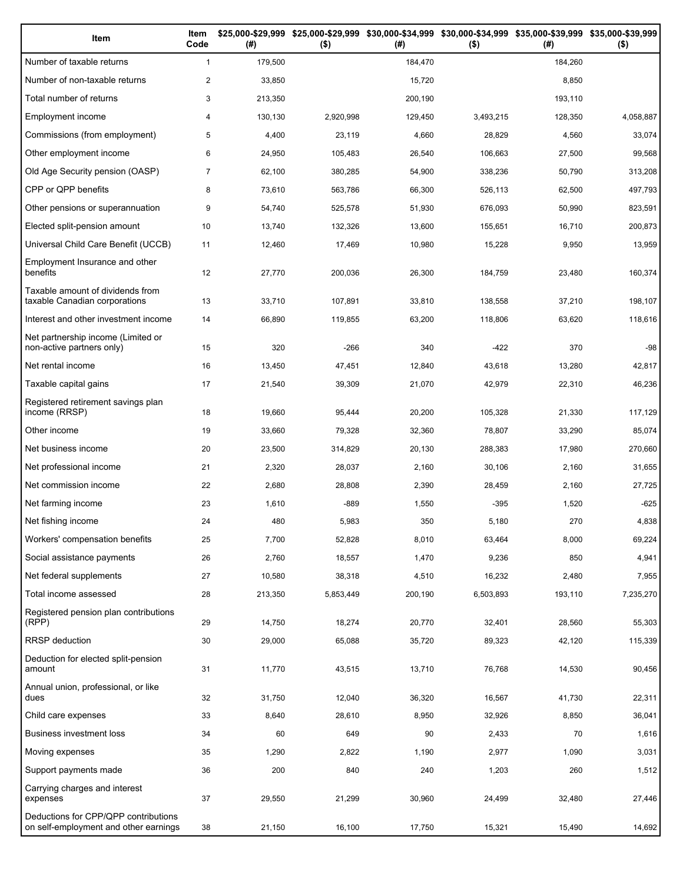| Item | Item Code | $25,000-$29,999 (#) | $25,000-$29,999 ($) | $30,000-$34,999 (#) | $30,000-$34,999 ($) | $35,000-$39,999 (#) | $35,000-$39,999 ($) |
|---|---|---|---|---|---|---|---|
| Number of taxable returns | 1 | 179,500 | | 184,470 | | 184,260 | |
| Number of non-taxable returns | 2 | 33,850 | | 15,720 | | 8,850 | |
| Total number of returns | 3 | 213,350 | | 200,190 | | 193,110 | |
| Employment income | 4 | 130,130 | 2,920,998 | 129,450 | 3,493,215 | 128,350 | 4,058,887 |
| Commissions (from employment) | 5 | 4,400 | 23,119 | 4,660 | 28,829 | 4,560 | 33,074 |
| Other employment income | 6 | 24,950 | 105,483 | 26,540 | 106,663 | 27,500 | 99,568 |
| Old Age Security pension (OASP) | 7 | 62,100 | 380,285 | 54,900 | 338,236 | 50,790 | 313,208 |
| CPP or QPP benefits | 8 | 73,610 | 563,786 | 66,300 | 526,113 | 62,500 | 497,793 |
| Other pensions or superannuation | 9 | 54,740 | 525,578 | 51,930 | 676,093 | 50,990 | 823,591 |
| Elected split-pension amount | 10 | 13,740 | 132,326 | 13,600 | 155,651 | 16,710 | 200,873 |
| Universal Child Care Benefit (UCCB) | 11 | 12,460 | 17,469 | 10,980 | 15,228 | 9,950 | 13,959 |
| Employment Insurance and other benefits | 12 | 27,770 | 200,036 | 26,300 | 184,759 | 23,480 | 160,374 |
| Taxable amount of dividends from taxable Canadian corporations | 13 | 33,710 | 107,891 | 33,810 | 138,558 | 37,210 | 198,107 |
| Interest and other investment income | 14 | 66,890 | 119,855 | 63,200 | 118,806 | 63,620 | 118,616 |
| Net partnership income (Limited or non-active partners only) | 15 | 320 | -266 | 340 | -422 | 370 | -98 |
| Net rental income | 16 | 13,450 | 47,451 | 12,840 | 43,618 | 13,280 | 42,817 |
| Taxable capital gains | 17 | 21,540 | 39,309 | 21,070 | 42,979 | 22,310 | 46,236 |
| Registered retirement savings plan income (RRSP) | 18 | 19,660 | 95,444 | 20,200 | 105,328 | 21,330 | 117,129 |
| Other income | 19 | 33,660 | 79,328 | 32,360 | 78,807 | 33,290 | 85,074 |
| Net business income | 20 | 23,500 | 314,829 | 20,130 | 288,383 | 17,980 | 270,660 |
| Net professional income | 21 | 2,320 | 28,037 | 2,160 | 30,106 | 2,160 | 31,655 |
| Net commission income | 22 | 2,680 | 28,808 | 2,390 | 28,459 | 2,160 | 27,725 |
| Net farming income | 23 | 1,610 | -889 | 1,550 | -395 | 1,520 | -625 |
| Net fishing income | 24 | 480 | 5,983 | 350 | 5,180 | 270 | 4,838 |
| Workers' compensation benefits | 25 | 7,700 | 52,828 | 8,010 | 63,464 | 8,000 | 69,224 |
| Social assistance payments | 26 | 2,760 | 18,557 | 1,470 | 9,236 | 850 | 4,941 |
| Net federal supplements | 27 | 10,580 | 38,318 | 4,510 | 16,232 | 2,480 | 7,955 |
| Total income assessed | 28 | 213,350 | 5,853,449 | 200,190 | 6,503,893 | 193,110 | 7,235,270 |
| Registered pension plan contributions (RPP) | 29 | 14,750 | 18,274 | 20,770 | 32,401 | 28,560 | 55,303 |
| RRSP deduction | 30 | 29,000 | 65,088 | 35,720 | 89,323 | 42,120 | 115,339 |
| Deduction for elected split-pension amount | 31 | 11,770 | 43,515 | 13,710 | 76,768 | 14,530 | 90,456 |
| Annual union, professional, or like dues | 32 | 31,750 | 12,040 | 36,320 | 16,567 | 41,730 | 22,311 |
| Child care expenses | 33 | 8,640 | 28,610 | 8,950 | 32,926 | 8,850 | 36,041 |
| Business investment loss | 34 | 60 | 649 | 90 | 2,433 | 70 | 1,616 |
| Moving expenses | 35 | 1,290 | 2,822 | 1,190 | 2,977 | 1,090 | 3,031 |
| Support payments made | 36 | 200 | 840 | 240 | 1,203 | 260 | 1,512 |
| Carrying charges and interest expenses | 37 | 29,550 | 21,299 | 30,960 | 24,499 | 32,480 | 27,446 |
| Deductions for CPP/QPP contributions on self-employment and other earnings | 38 | 21,150 | 16,100 | 17,750 | 15,321 | 15,490 | 14,692 |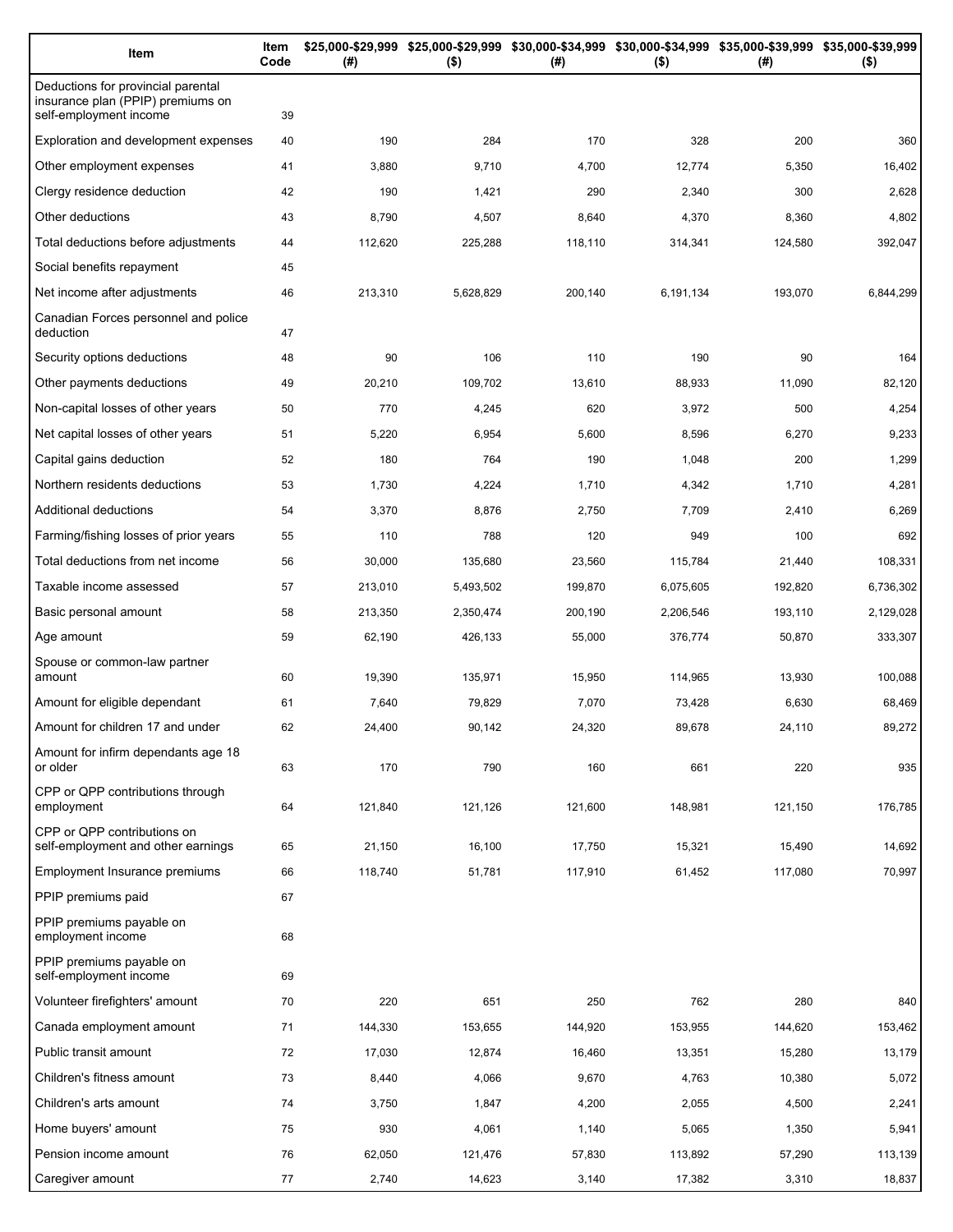| Item | Item Code | $25,000-$29,999 (#) | $25,000-$29,999 ($) | $30,000-$34,999 (#) | $30,000-$34,999 ($) | $35,000-$39,999 (#) | $35,000-$39,999 ($) |
|---|---|---|---|---|---|---|---|
| Deductions for provincial parental insurance plan (PPIP) premiums on self-employment income | 39 | | | | | | |
| Exploration and development expenses | 40 | 190 | 284 | 170 | 328 | 200 | 360 |
| Other employment expenses | 41 | 3,880 | 9,710 | 4,700 | 12,774 | 5,350 | 16,402 |
| Clergy residence deduction | 42 | 190 | 1,421 | 290 | 2,340 | 300 | 2,628 |
| Other deductions | 43 | 8,790 | 4,507 | 8,640 | 4,370 | 8,360 | 4,802 |
| Total deductions before adjustments | 44 | 112,620 | 225,288 | 118,110 | 314,341 | 124,580 | 392,047 |
| Social benefits repayment | 45 | | | | | | |
| Net income after adjustments | 46 | 213,310 | 5,628,829 | 200,140 | 6,191,134 | 193,070 | 6,844,299 |
| Canadian Forces personnel and police deduction | 47 | | | | | | |
| Security options deductions | 48 | 90 | 106 | 110 | 190 | 90 | 164 |
| Other payments deductions | 49 | 20,210 | 109,702 | 13,610 | 88,933 | 11,090 | 82,120 |
| Non-capital losses of other years | 50 | 770 | 4,245 | 620 | 3,972 | 500 | 4,254 |
| Net capital losses of other years | 51 | 5,220 | 6,954 | 5,600 | 8,596 | 6,270 | 9,233 |
| Capital gains deduction | 52 | 180 | 764 | 190 | 1,048 | 200 | 1,299 |
| Northern residents deductions | 53 | 1,730 | 4,224 | 1,710 | 4,342 | 1,710 | 4,281 |
| Additional deductions | 54 | 3,370 | 8,876 | 2,750 | 7,709 | 2,410 | 6,269 |
| Farming/fishing losses of prior years | 55 | 110 | 788 | 120 | 949 | 100 | 692 |
| Total deductions from net income | 56 | 30,000 | 135,680 | 23,560 | 115,784 | 21,440 | 108,331 |
| Taxable income assessed | 57 | 213,010 | 5,493,502 | 199,870 | 6,075,605 | 192,820 | 6,736,302 |
| Basic personal amount | 58 | 213,350 | 2,350,474 | 200,190 | 2,206,546 | 193,110 | 2,129,028 |
| Age amount | 59 | 62,190 | 426,133 | 55,000 | 376,774 | 50,870 | 333,307 |
| Spouse or common-law partner amount | 60 | 19,390 | 135,971 | 15,950 | 114,965 | 13,930 | 100,088 |
| Amount for eligible dependant | 61 | 7,640 | 79,829 | 7,070 | 73,428 | 6,630 | 68,469 |
| Amount for children 17 and under | 62 | 24,400 | 90,142 | 24,320 | 89,678 | 24,110 | 89,272 |
| Amount for infirm dependants age 18 or older | 63 | 170 | 790 | 160 | 661 | 220 | 935 |
| CPP or QPP contributions through employment | 64 | 121,840 | 121,126 | 121,600 | 148,981 | 121,150 | 176,785 |
| CPP or QPP contributions on self-employment and other earnings | 65 | 21,150 | 16,100 | 17,750 | 15,321 | 15,490 | 14,692 |
| Employment Insurance premiums | 66 | 118,740 | 51,781 | 117,910 | 61,452 | 117,080 | 70,997 |
| PPIP premiums paid | 67 | | | | | | |
| PPIP premiums payable on employment income | 68 | | | | | | |
| PPIP premiums payable on self-employment income | 69 | | | | | | |
| Volunteer firefighters' amount | 70 | 220 | 651 | 250 | 762 | 280 | 840 |
| Canada employment amount | 71 | 144,330 | 153,655 | 144,920 | 153,955 | 144,620 | 153,462 |
| Public transit amount | 72 | 17,030 | 12,874 | 16,460 | 13,351 | 15,280 | 13,179 |
| Children's fitness amount | 73 | 8,440 | 4,066 | 9,670 | 4,763 | 10,380 | 5,072 |
| Children's arts amount | 74 | 3,750 | 1,847 | 4,200 | 2,055 | 4,500 | 2,241 |
| Home buyers' amount | 75 | 930 | 4,061 | 1,140 | 5,065 | 1,350 | 5,941 |
| Pension income amount | 76 | 62,050 | 121,476 | 57,830 | 113,892 | 57,290 | 113,139 |
| Caregiver amount | 77 | 2,740 | 14,623 | 3,140 | 17,382 | 3,310 | 18,837 |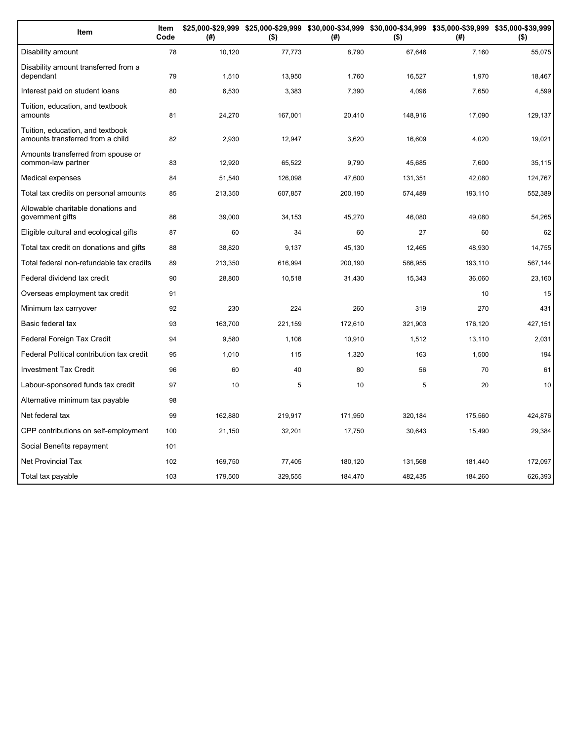| Item | Item Code | $25,000-$29,999 (#) | $25,000-$29,999 ($) | $30,000-$34,999 (#) | $30,000-$34,999 ($) | $35,000-$39,999 (#) | $35,000-$39,999 ($) |
|---|---|---|---|---|---|---|---|
| Disability amount | 78 | 10,120 | 77,773 | 8,790 | 67,646 | 7,160 | 55,075 |
| Disability amount transferred from a dependant | 79 | 1,510 | 13,950 | 1,760 | 16,527 | 1,970 | 18,467 |
| Interest paid on student loans | 80 | 6,530 | 3,383 | 7,390 | 4,096 | 7,650 | 4,599 |
| Tuition, education, and textbook amounts | 81 | 24,270 | 167,001 | 20,410 | 148,916 | 17,090 | 129,137 |
| Tuition, education, and textbook amounts transferred from a child | 82 | 2,930 | 12,947 | 3,620 | 16,609 | 4,020 | 19,021 |
| Amounts transferred from spouse or common-law partner | 83 | 12,920 | 65,522 | 9,790 | 45,685 | 7,600 | 35,115 |
| Medical expenses | 84 | 51,540 | 126,098 | 47,600 | 131,351 | 42,080 | 124,767 |
| Total tax credits on personal amounts | 85 | 213,350 | 607,857 | 200,190 | 574,489 | 193,110 | 552,389 |
| Allowable charitable donations and government gifts | 86 | 39,000 | 34,153 | 45,270 | 46,080 | 49,080 | 54,265 |
| Eligible cultural and ecological gifts | 87 | 60 | 34 | 60 | 27 | 60 | 62 |
| Total tax credit on donations and gifts | 88 | 38,820 | 9,137 | 45,130 | 12,465 | 48,930 | 14,755 |
| Total federal non-refundable tax credits | 89 | 213,350 | 616,994 | 200,190 | 586,955 | 193,110 | 567,144 |
| Federal dividend tax credit | 90 | 28,800 | 10,518 | 31,430 | 15,343 | 36,060 | 23,160 |
| Overseas employment tax credit | 91 | | | | | 10 | 15 |
| Minimum tax carryover | 92 | 230 | 224 | 260 | 319 | 270 | 431 |
| Basic federal tax | 93 | 163,700 | 221,159 | 172,610 | 321,903 | 176,120 | 427,151 |
| Federal Foreign Tax Credit | 94 | 9,580 | 1,106 | 10,910 | 1,512 | 13,110 | 2,031 |
| Federal Political contribution tax credit | 95 | 1,010 | 115 | 1,320 | 163 | 1,500 | 194 |
| Investment Tax Credit | 96 | 60 | 40 | 80 | 56 | 70 | 61 |
| Labour-sponsored funds tax credit | 97 | 10 | 5 | 10 | 5 | 20 | 10 |
| Alternative minimum tax payable | 98 | | | | | | |
| Net federal tax | 99 | 162,880 | 219,917 | 171,950 | 320,184 | 175,560 | 424,876 |
| CPP contributions on self-employment | 100 | 21,150 | 32,201 | 17,750 | 30,643 | 15,490 | 29,384 |
| Social Benefits repayment | 101 | | | | | | |
| Net Provincial Tax | 102 | 169,750 | 77,405 | 180,120 | 131,568 | 181,440 | 172,097 |
| Total tax payable | 103 | 179,500 | 329,555 | 184,470 | 482,435 | 184,260 | 626,393 |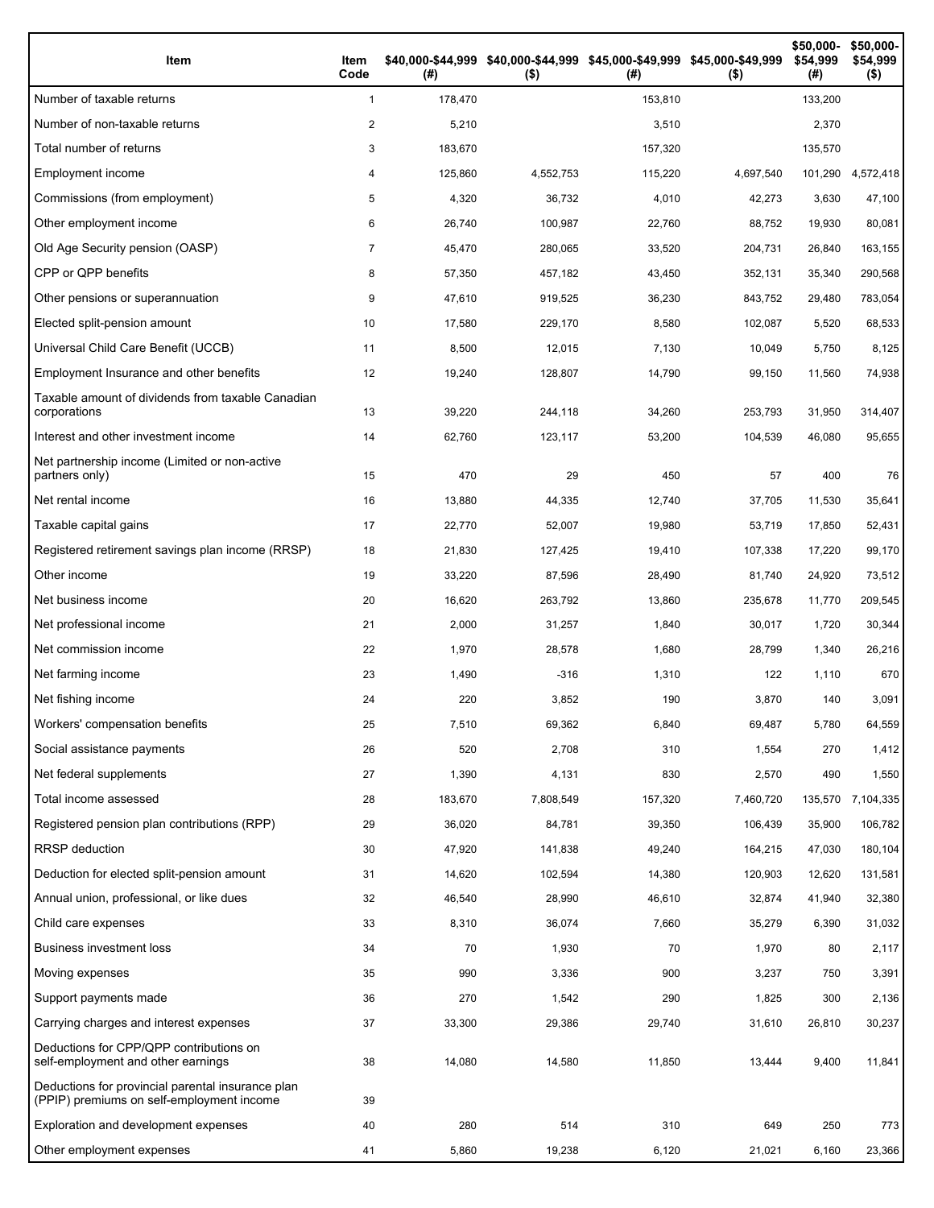| Item | Item Code | $40,000-$44,999 (#) | $40,000-$44,999 ($) | $45,000-$49,999 (#) | $45,000-$49,999 ($) | $50,000-$54,999 (#) | $50,000-$54,999 ($) |
| --- | --- | --- | --- | --- | --- | --- | --- |
| Number of taxable returns | 1 | 178,470 | | 153,810 | | 133,200 | |
| Number of non-taxable returns | 2 | 5,210 | | 3,510 | | 2,370 | |
| Total number of returns | 3 | 183,670 | | 157,320 | | 135,570 | |
| Employment income | 4 | 125,860 | 4,552,753 | 115,220 | 4,697,540 | 101,290 | 4,572,418 |
| Commissions (from employment) | 5 | 4,320 | 36,732 | 4,010 | 42,273 | 3,630 | 47,100 |
| Other employment income | 6 | 26,740 | 100,987 | 22,760 | 88,752 | 19,930 | 80,081 |
| Old Age Security pension (OASP) | 7 | 45,470 | 280,065 | 33,520 | 204,731 | 26,840 | 163,155 |
| CPP or QPP benefits | 8 | 57,350 | 457,182 | 43,450 | 352,131 | 35,340 | 290,568 |
| Other pensions or superannuation | 9 | 47,610 | 919,525 | 36,230 | 843,752 | 29,480 | 783,054 |
| Elected split-pension amount | 10 | 17,580 | 229,170 | 8,580 | 102,087 | 5,520 | 68,533 |
| Universal Child Care Benefit (UCCB) | 11 | 8,500 | 12,015 | 7,130 | 10,049 | 5,750 | 8,125 |
| Employment Insurance and other benefits | 12 | 19,240 | 128,807 | 14,790 | 99,150 | 11,560 | 74,938 |
| Taxable amount of dividends from taxable Canadian corporations | 13 | 39,220 | 244,118 | 34,260 | 253,793 | 31,950 | 314,407 |
| Interest and other investment income | 14 | 62,760 | 123,117 | 53,200 | 104,539 | 46,080 | 95,655 |
| Net partnership income (Limited or non-active partners only) | 15 | 470 | 29 | 450 | 57 | 400 | 76 |
| Net rental income | 16 | 13,880 | 44,335 | 12,740 | 37,705 | 11,530 | 35,641 |
| Taxable capital gains | 17 | 22,770 | 52,007 | 19,980 | 53,719 | 17,850 | 52,431 |
| Registered retirement savings plan income (RRSP) | 18 | 21,830 | 127,425 | 19,410 | 107,338 | 17,220 | 99,170 |
| Other income | 19 | 33,220 | 87,596 | 28,490 | 81,740 | 24,920 | 73,512 |
| Net business income | 20 | 16,620 | 263,792 | 13,860 | 235,678 | 11,770 | 209,545 |
| Net professional income | 21 | 2,000 | 31,257 | 1,840 | 30,017 | 1,720 | 30,344 |
| Net commission income | 22 | 1,970 | 28,578 | 1,680 | 28,799 | 1,340 | 26,216 |
| Net farming income | 23 | 1,490 | -316 | 1,310 | 122 | 1,110 | 670 |
| Net fishing income | 24 | 220 | 3,852 | 190 | 3,870 | 140 | 3,091 |
| Workers' compensation benefits | 25 | 7,510 | 69,362 | 6,840 | 69,487 | 5,780 | 64,559 |
| Social assistance payments | 26 | 520 | 2,708 | 310 | 1,554 | 270 | 1,412 |
| Net federal supplements | 27 | 1,390 | 4,131 | 830 | 2,570 | 490 | 1,550 |
| Total income assessed | 28 | 183,670 | 7,808,549 | 157,320 | 7,460,720 | 135,570 | 7,104,335 |
| Registered pension plan contributions (RPP) | 29 | 36,020 | 84,781 | 39,350 | 106,439 | 35,900 | 106,782 |
| RRSP deduction | 30 | 47,920 | 141,838 | 49,240 | 164,215 | 47,030 | 180,104 |
| Deduction for elected split-pension amount | 31 | 14,620 | 102,594 | 14,380 | 120,903 | 12,620 | 131,581 |
| Annual union, professional, or like dues | 32 | 46,540 | 28,990 | 46,610 | 32,874 | 41,940 | 32,380 |
| Child care expenses | 33 | 8,310 | 36,074 | 7,660 | 35,279 | 6,390 | 31,032 |
| Business investment loss | 34 | 70 | 1,930 | 70 | 1,970 | 80 | 2,117 |
| Moving expenses | 35 | 990 | 3,336 | 900 | 3,237 | 750 | 3,391 |
| Support payments made | 36 | 270 | 1,542 | 290 | 1,825 | 300 | 2,136 |
| Carrying charges and interest expenses | 37 | 33,300 | 29,386 | 29,740 | 31,610 | 26,810 | 30,237 |
| Deductions for CPP/QPP contributions on self-employment and other earnings | 38 | 14,080 | 14,580 | 11,850 | 13,444 | 9,400 | 11,841 |
| Deductions for provincial parental insurance plan (PPIP) premiums on self-employment income | 39 | | | | | | |
| Exploration and development expenses | 40 | 280 | 514 | 310 | 649 | 250 | 773 |
| Other employment expenses | 41 | 5,860 | 19,238 | 6,120 | 21,021 | 6,160 | 23,366 |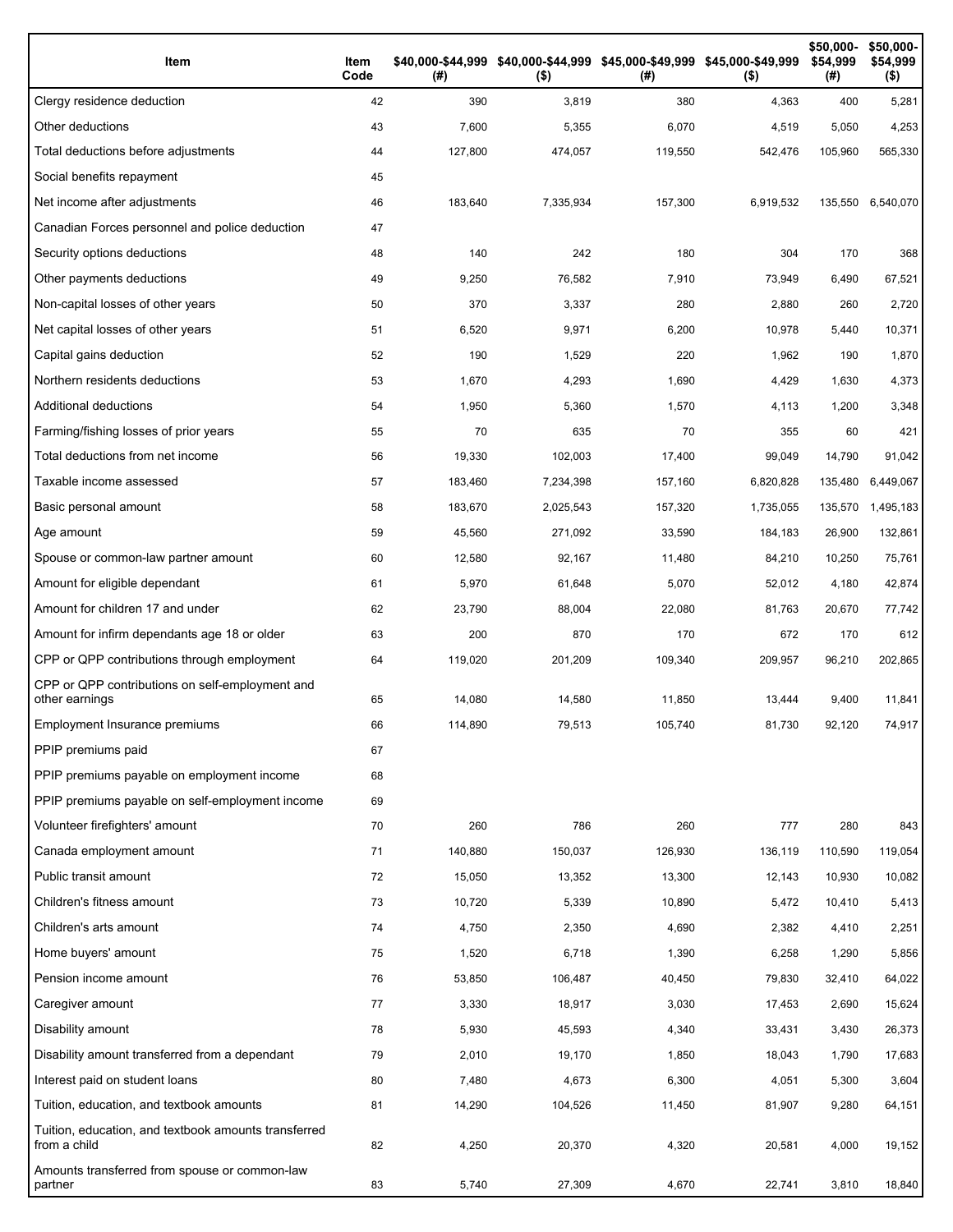| Item | Item Code | $40,000-$44,999 (#) | $40,000-$44,999 ($) | $45,000-$49,999 (#) | $45,000-$49,999 ($) | $50,000-$54,999 (#) | $50,000-$54,999 ($) |
|---|---|---|---|---|---|---|---|
| Clergy residence deduction | 42 | 390 | 3,819 | 380 | 4,363 | 400 | 5,281 |
| Other deductions | 43 | 7,600 | 5,355 | 6,070 | 4,519 | 5,050 | 4,253 |
| Total deductions before adjustments | 44 | 127,800 | 474,057 | 119,550 | 542,476 | 105,960 | 565,330 |
| Social benefits repayment | 45 | | | | | | |
| Net income after adjustments | 46 | 183,640 | 7,335,934 | 157,300 | 6,919,532 | 135,550 | 6,540,070 |
| Canadian Forces personnel and police deduction | 47 | | | | | | |
| Security options deductions | 48 | 140 | 242 | 180 | 304 | 170 | 368 |
| Other payments deductions | 49 | 9,250 | 76,582 | 7,910 | 73,949 | 6,490 | 67,521 |
| Non-capital losses of other years | 50 | 370 | 3,337 | 280 | 2,880 | 260 | 2,720 |
| Net capital losses of other years | 51 | 6,520 | 9,971 | 6,200 | 10,978 | 5,440 | 10,371 |
| Capital gains deduction | 52 | 190 | 1,529 | 220 | 1,962 | 190 | 1,870 |
| Northern residents deductions | 53 | 1,670 | 4,293 | 1,690 | 4,429 | 1,630 | 4,373 |
| Additional deductions | 54 | 1,950 | 5,360 | 1,570 | 4,113 | 1,200 | 3,348 |
| Farming/fishing losses of prior years | 55 | 70 | 635 | 70 | 355 | 60 | 421 |
| Total deductions from net income | 56 | 19,330 | 102,003 | 17,400 | 99,049 | 14,790 | 91,042 |
| Taxable income assessed | 57 | 183,460 | 7,234,398 | 157,160 | 6,820,828 | 135,480 | 6,449,067 |
| Basic personal amount | 58 | 183,670 | 2,025,543 | 157,320 | 1,735,055 | 135,570 | 1,495,183 |
| Age amount | 59 | 45,560 | 271,092 | 33,590 | 184,183 | 26,900 | 132,861 |
| Spouse or common-law partner amount | 60 | 12,580 | 92,167 | 11,480 | 84,210 | 10,250 | 75,761 |
| Amount for eligible dependant | 61 | 5,970 | 61,648 | 5,070 | 52,012 | 4,180 | 42,874 |
| Amount for children 17 and under | 62 | 23,790 | 88,004 | 22,080 | 81,763 | 20,670 | 77,742 |
| Amount for infirm dependants age 18 or older | 63 | 200 | 870 | 170 | 672 | 170 | 612 |
| CPP or QPP contributions through employment | 64 | 119,020 | 201,209 | 109,340 | 209,957 | 96,210 | 202,865 |
| CPP or QPP contributions on self-employment and other earnings | 65 | 14,080 | 14,580 | 11,850 | 13,444 | 9,400 | 11,841 |
| Employment Insurance premiums | 66 | 114,890 | 79,513 | 105,740 | 81,730 | 92,120 | 74,917 |
| PPIP premiums paid | 67 | | | | | | |
| PPIP premiums payable on employment income | 68 | | | | | | |
| PPIP premiums payable on self-employment income | 69 | | | | | | |
| Volunteer firefighters' amount | 70 | 260 | 786 | 260 | 777 | 280 | 843 |
| Canada employment amount | 71 | 140,880 | 150,037 | 126,930 | 136,119 | 110,590 | 119,054 |
| Public transit amount | 72 | 15,050 | 13,352 | 13,300 | 12,143 | 10,930 | 10,082 |
| Children's fitness amount | 73 | 10,720 | 5,339 | 10,890 | 5,472 | 10,410 | 5,413 |
| Children's arts amount | 74 | 4,750 | 2,350 | 4,690 | 2,382 | 4,410 | 2,251 |
| Home buyers' amount | 75 | 1,520 | 6,718 | 1,390 | 6,258 | 1,290 | 5,856 |
| Pension income amount | 76 | 53,850 | 106,487 | 40,450 | 79,830 | 32,410 | 64,022 |
| Caregiver amount | 77 | 3,330 | 18,917 | 3,030 | 17,453 | 2,690 | 15,624 |
| Disability amount | 78 | 5,930 | 45,593 | 4,340 | 33,431 | 3,430 | 26,373 |
| Disability amount transferred from a dependant | 79 | 2,010 | 19,170 | 1,850 | 18,043 | 1,790 | 17,683 |
| Interest paid on student loans | 80 | 7,480 | 4,673 | 6,300 | 4,051 | 5,300 | 3,604 |
| Tuition, education, and textbook amounts | 81 | 14,290 | 104,526 | 11,450 | 81,907 | 9,280 | 64,151 |
| Tuition, education, and textbook amounts transferred from a child | 82 | 4,250 | 20,370 | 4,320 | 20,581 | 4,000 | 19,152 |
| Amounts transferred from spouse or common-law partner | 83 | 5,740 | 27,309 | 4,670 | 22,741 | 3,810 | 18,840 |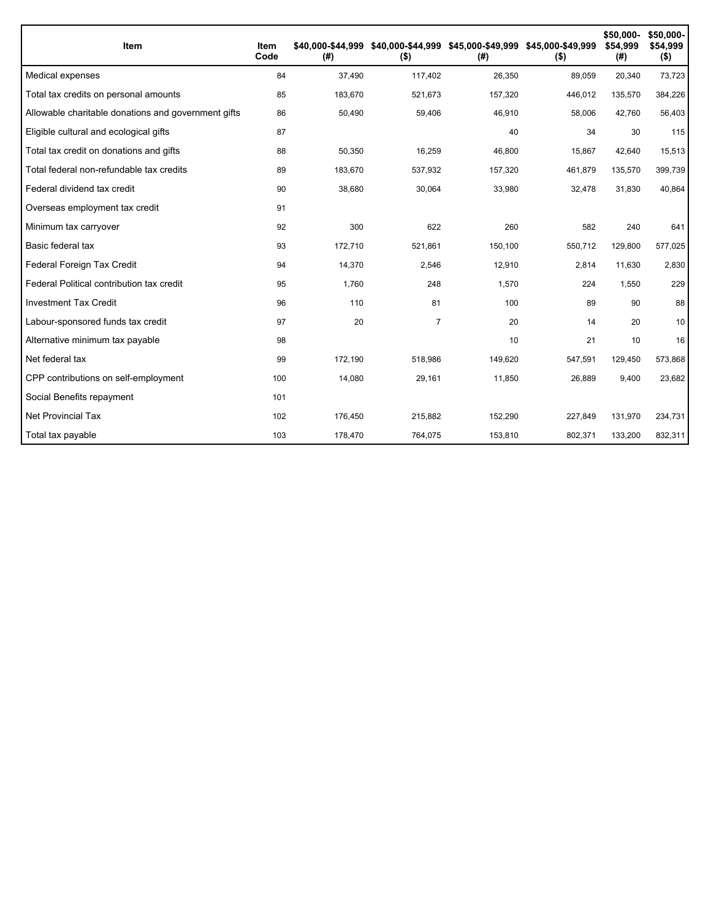| Item | Item Code | $40,000-$44,999 (#) | $40,000-$44,999 ($) | $45,000-$49,999 (#) | $45,000-$49,999 ($) | $50,000-$54,999 (#) | $50,000-$54,999 ($) |
|---|---|---|---|---|---|---|---|
| Medical expenses | 84 | 37,490 | 117,402 | 26,350 | 89,059 | 20,340 | 73,723 |
| Total tax credits on personal amounts | 85 | 183,670 | 521,673 | 157,320 | 446,012 | 135,570 | 384,226 |
| Allowable charitable donations and government gifts | 86 | 50,490 | 59,406 | 46,910 | 58,006 | 42,760 | 56,403 |
| Eligible cultural and ecological gifts | 87 | | | 40 | 34 | 30 | 115 |
| Total tax credit on donations and gifts | 88 | 50,350 | 16,259 | 46,800 | 15,867 | 42,640 | 15,513 |
| Total federal non-refundable tax credits | 89 | 183,670 | 537,932 | 157,320 | 461,879 | 135,570 | 399,739 |
| Federal dividend tax credit | 90 | 38,680 | 30,064 | 33,980 | 32,478 | 31,830 | 40,864 |
| Overseas employment tax credit | 91 | | | | | | |
| Minimum tax carryover | 92 | 300 | 622 | 260 | 582 | 240 | 641 |
| Basic federal tax | 93 | 172,710 | 521,861 | 150,100 | 550,712 | 129,800 | 577,025 |
| Federal Foreign Tax Credit | 94 | 14,370 | 2,546 | 12,910 | 2,814 | 11,630 | 2,830 |
| Federal Political contribution tax credit | 95 | 1,760 | 248 | 1,570 | 224 | 1,550 | 229 |
| Investment Tax Credit | 96 | 110 | 81 | 100 | 89 | 90 | 88 |
| Labour-sponsored funds tax credit | 97 | 20 | 7 | 20 | 14 | 20 | 10 |
| Alternative minimum tax payable | 98 | | | 10 | 21 | 10 | 16 |
| Net federal tax | 99 | 172,190 | 518,986 | 149,620 | 547,591 | 129,450 | 573,868 |
| CPP contributions on self-employment | 100 | 14,080 | 29,161 | 11,850 | 26,889 | 9,400 | 23,682 |
| Social Benefits repayment | 101 | | | | | | |
| Net Provincial Tax | 102 | 176,450 | 215,882 | 152,290 | 227,849 | 131,970 | 234,731 |
| Total tax payable | 103 | 178,470 | 764,075 | 153,810 | 802,371 | 133,200 | 832,311 |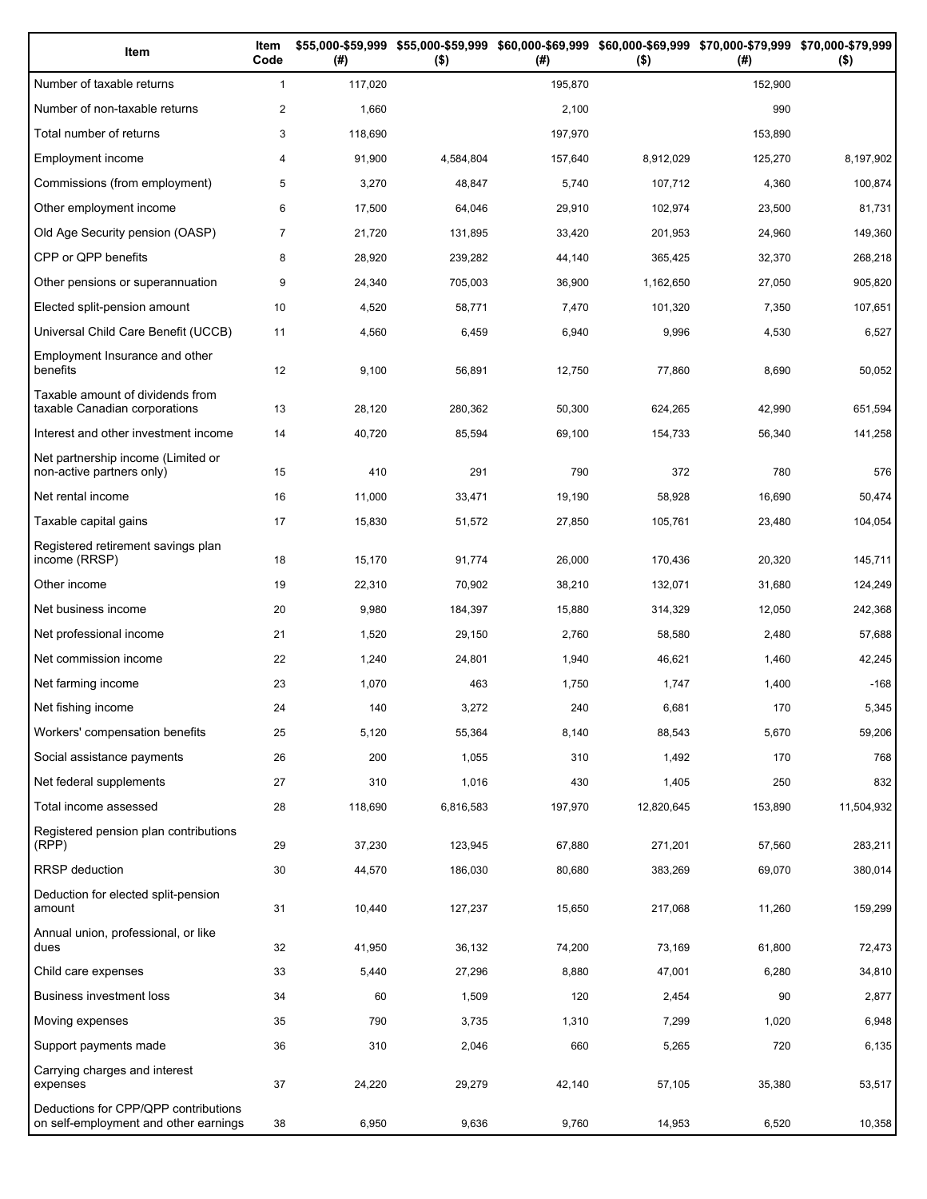| Item | Item Code | $55,000-$59,999 (#) | $55,000-$59,999 ($) | $60,000-$69,999 (#) | $60,000-$69,999 ($) | $70,000-$79,999 (#) | $70,000-$79,999 ($) |
|---|---|---|---|---|---|---|---|
| Number of taxable returns | 1 | 117,020 | | 195,870 | | 152,900 | |
| Number of non-taxable returns | 2 | 1,660 | | 2,100 | | 990 | |
| Total number of returns | 3 | 118,690 | | 197,970 | | 153,890 | |
| Employment income | 4 | 91,900 | 4,584,804 | 157,640 | 8,912,029 | 125,270 | 8,197,902 |
| Commissions (from employment) | 5 | 3,270 | 48,847 | 5,740 | 107,712 | 4,360 | 100,874 |
| Other employment income | 6 | 17,500 | 64,046 | 29,910 | 102,974 | 23,500 | 81,731 |
| Old Age Security pension (OASP) | 7 | 21,720 | 131,895 | 33,420 | 201,953 | 24,960 | 149,360 |
| CPP or QPP benefits | 8 | 28,920 | 239,282 | 44,140 | 365,425 | 32,370 | 268,218 |
| Other pensions or superannuation | 9 | 24,340 | 705,003 | 36,900 | 1,162,650 | 27,050 | 905,820 |
| Elected split-pension amount | 10 | 4,520 | 58,771 | 7,470 | 101,320 | 7,350 | 107,651 |
| Universal Child Care Benefit (UCCB) | 11 | 4,560 | 6,459 | 6,940 | 9,996 | 4,530 | 6,527 |
| Employment Insurance and other benefits | 12 | 9,100 | 56,891 | 12,750 | 77,860 | 8,690 | 50,052 |
| Taxable amount of dividends from taxable Canadian corporations | 13 | 28,120 | 280,362 | 50,300 | 624,265 | 42,990 | 651,594 |
| Interest and other investment income | 14 | 40,720 | 85,594 | 69,100 | 154,733 | 56,340 | 141,258 |
| Net partnership income (Limited or non-active partners only) | 15 | 410 | 291 | 790 | 372 | 780 | 576 |
| Net rental income | 16 | 11,000 | 33,471 | 19,190 | 58,928 | 16,690 | 50,474 |
| Taxable capital gains | 17 | 15,830 | 51,572 | 27,850 | 105,761 | 23,480 | 104,054 |
| Registered retirement savings plan income (RRSP) | 18 | 15,170 | 91,774 | 26,000 | 170,436 | 20,320 | 145,711 |
| Other income | 19 | 22,310 | 70,902 | 38,210 | 132,071 | 31,680 | 124,249 |
| Net business income | 20 | 9,980 | 184,397 | 15,880 | 314,329 | 12,050 | 242,368 |
| Net professional income | 21 | 1,520 | 29,150 | 2,760 | 58,580 | 2,480 | 57,688 |
| Net commission income | 22 | 1,240 | 24,801 | 1,940 | 46,621 | 1,460 | 42,245 |
| Net farming income | 23 | 1,070 | 463 | 1,750 | 1,747 | 1,400 | -168 |
| Net fishing income | 24 | 140 | 3,272 | 240 | 6,681 | 170 | 5,345 |
| Workers' compensation benefits | 25 | 5,120 | 55,364 | 8,140 | 88,543 | 5,670 | 59,206 |
| Social assistance payments | 26 | 200 | 1,055 | 310 | 1,492 | 170 | 768 |
| Net federal supplements | 27 | 310 | 1,016 | 430 | 1,405 | 250 | 832 |
| Total income assessed | 28 | 118,690 | 6,816,583 | 197,970 | 12,820,645 | 153,890 | 11,504,932 |
| Registered pension plan contributions (RPP) | 29 | 37,230 | 123,945 | 67,880 | 271,201 | 57,560 | 283,211 |
| RRSP deduction | 30 | 44,570 | 186,030 | 80,680 | 383,269 | 69,070 | 380,014 |
| Deduction for elected split-pension amount | 31 | 10,440 | 127,237 | 15,650 | 217,068 | 11,260 | 159,299 |
| Annual union, professional, or like dues | 32 | 41,950 | 36,132 | 74,200 | 73,169 | 61,800 | 72,473 |
| Child care expenses | 33 | 5,440 | 27,296 | 8,880 | 47,001 | 6,280 | 34,810 |
| Business investment loss | 34 | 60 | 1,509 | 120 | 2,454 | 90 | 2,877 |
| Moving expenses | 35 | 790 | 3,735 | 1,310 | 7,299 | 1,020 | 6,948 |
| Support payments made | 36 | 310 | 2,046 | 660 | 5,265 | 720 | 6,135 |
| Carrying charges and interest expenses | 37 | 24,220 | 29,279 | 42,140 | 57,105 | 35,380 | 53,517 |
| Deductions for CPP/QPP contributions on self-employment and other earnings | 38 | 6,950 | 9,636 | 9,760 | 14,953 | 6,520 | 10,358 |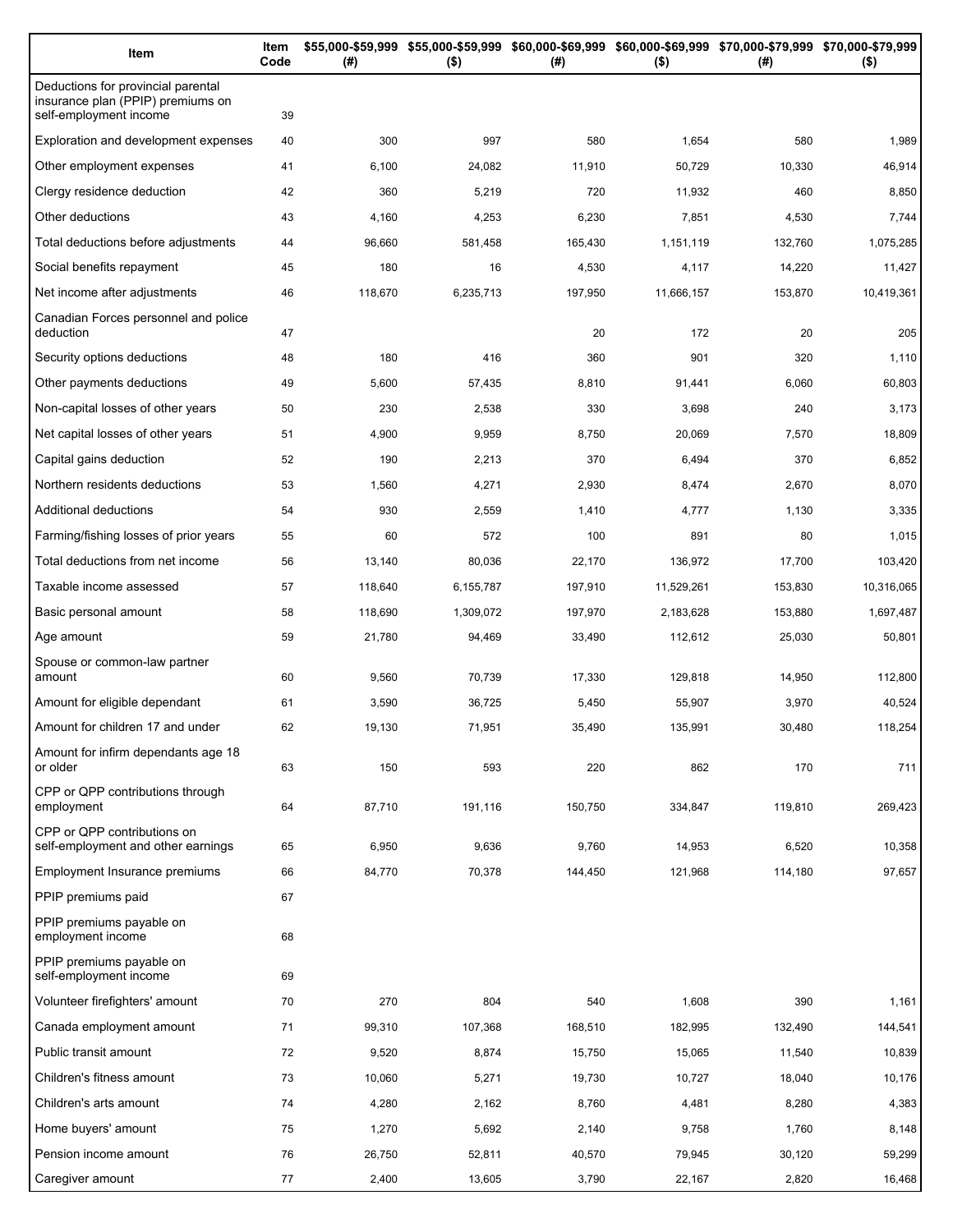| Item | Item Code | $55,000-$59,999 (#) | $55,000-$59,999 ($) | $60,000-$69,999 (#) | $60,000-$69,999 ($) | $70,000-$79,999 (#) | $70,000-$79,999 ($) |
|---|---|---|---|---|---|---|---|
| Deductions for provincial parental insurance plan (PPIP) premiums on self-employment income | 39 | | | | | | |
| Exploration and development expenses | 40 | 300 | 997 | 580 | 1,654 | 580 | 1,989 |
| Other employment expenses | 41 | 6,100 | 24,082 | 11,910 | 50,729 | 10,330 | 46,914 |
| Clergy residence deduction | 42 | 360 | 5,219 | 720 | 11,932 | 460 | 8,850 |
| Other deductions | 43 | 4,160 | 4,253 | 6,230 | 7,851 | 4,530 | 7,744 |
| Total deductions before adjustments | 44 | 96,660 | 581,458 | 165,430 | 1,151,119 | 132,760 | 1,075,285 |
| Social benefits repayment | 45 | 180 | 16 | 4,530 | 4,117 | 14,220 | 11,427 |
| Net income after adjustments | 46 | 118,670 | 6,235,713 | 197,950 | 11,666,157 | 153,870 | 10,419,361 |
| Canadian Forces personnel and police deduction | 47 | | | 20 | 172 | 20 | 205 |
| Security options deductions | 48 | 180 | 416 | 360 | 901 | 320 | 1,110 |
| Other payments deductions | 49 | 5,600 | 57,435 | 8,810 | 91,441 | 6,060 | 60,803 |
| Non-capital losses of other years | 50 | 230 | 2,538 | 330 | 3,698 | 240 | 3,173 |
| Net capital losses of other years | 51 | 4,900 | 9,959 | 8,750 | 20,069 | 7,570 | 18,809 |
| Capital gains deduction | 52 | 190 | 2,213 | 370 | 6,494 | 370 | 6,852 |
| Northern residents deductions | 53 | 1,560 | 4,271 | 2,930 | 8,474 | 2,670 | 8,070 |
| Additional deductions | 54 | 930 | 2,559 | 1,410 | 4,777 | 1,130 | 3,335 |
| Farming/fishing losses of prior years | 55 | 60 | 572 | 100 | 891 | 80 | 1,015 |
| Total deductions from net income | 56 | 13,140 | 80,036 | 22,170 | 136,972 | 17,700 | 103,420 |
| Taxable income assessed | 57 | 118,640 | 6,155,787 | 197,910 | 11,529,261 | 153,830 | 10,316,065 |
| Basic personal amount | 58 | 118,690 | 1,309,072 | 197,970 | 2,183,628 | 153,880 | 1,697,487 |
| Age amount | 59 | 21,780 | 94,469 | 33,490 | 112,612 | 25,030 | 50,801 |
| Spouse or common-law partner amount | 60 | 9,560 | 70,739 | 17,330 | 129,818 | 14,950 | 112,800 |
| Amount for eligible dependant | 61 | 3,590 | 36,725 | 5,450 | 55,907 | 3,970 | 40,524 |
| Amount for children 17 and under | 62 | 19,130 | 71,951 | 35,490 | 135,991 | 30,480 | 118,254 |
| Amount for infirm dependants age 18 or older | 63 | 150 | 593 | 220 | 862 | 170 | 711 |
| CPP or QPP contributions through employment | 64 | 87,710 | 191,116 | 150,750 | 334,847 | 119,810 | 269,423 |
| CPP or QPP contributions on self-employment and other earnings | 65 | 6,950 | 9,636 | 9,760 | 14,953 | 6,520 | 10,358 |
| Employment Insurance premiums | 66 | 84,770 | 70,378 | 144,450 | 121,968 | 114,180 | 97,657 |
| PPIP premiums paid | 67 | | | | | | |
| PPIP premiums payable on employment income | 68 | | | | | | |
| PPIP premiums payable on self-employment income | 69 | | | | | | |
| Volunteer firefighters' amount | 70 | 270 | 804 | 540 | 1,608 | 390 | 1,161 |
| Canada employment amount | 71 | 99,310 | 107,368 | 168,510 | 182,995 | 132,490 | 144,541 |
| Public transit amount | 72 | 9,520 | 8,874 | 15,750 | 15,065 | 11,540 | 10,839 |
| Children's fitness amount | 73 | 10,060 | 5,271 | 19,730 | 10,727 | 18,040 | 10,176 |
| Children's arts amount | 74 | 4,280 | 2,162 | 8,760 | 4,481 | 8,280 | 4,383 |
| Home buyers' amount | 75 | 1,270 | 5,692 | 2,140 | 9,758 | 1,760 | 8,148 |
| Pension income amount | 76 | 26,750 | 52,811 | 40,570 | 79,945 | 30,120 | 59,299 |
| Caregiver amount | 77 | 2,400 | 13,605 | 3,790 | 22,167 | 2,820 | 16,468 |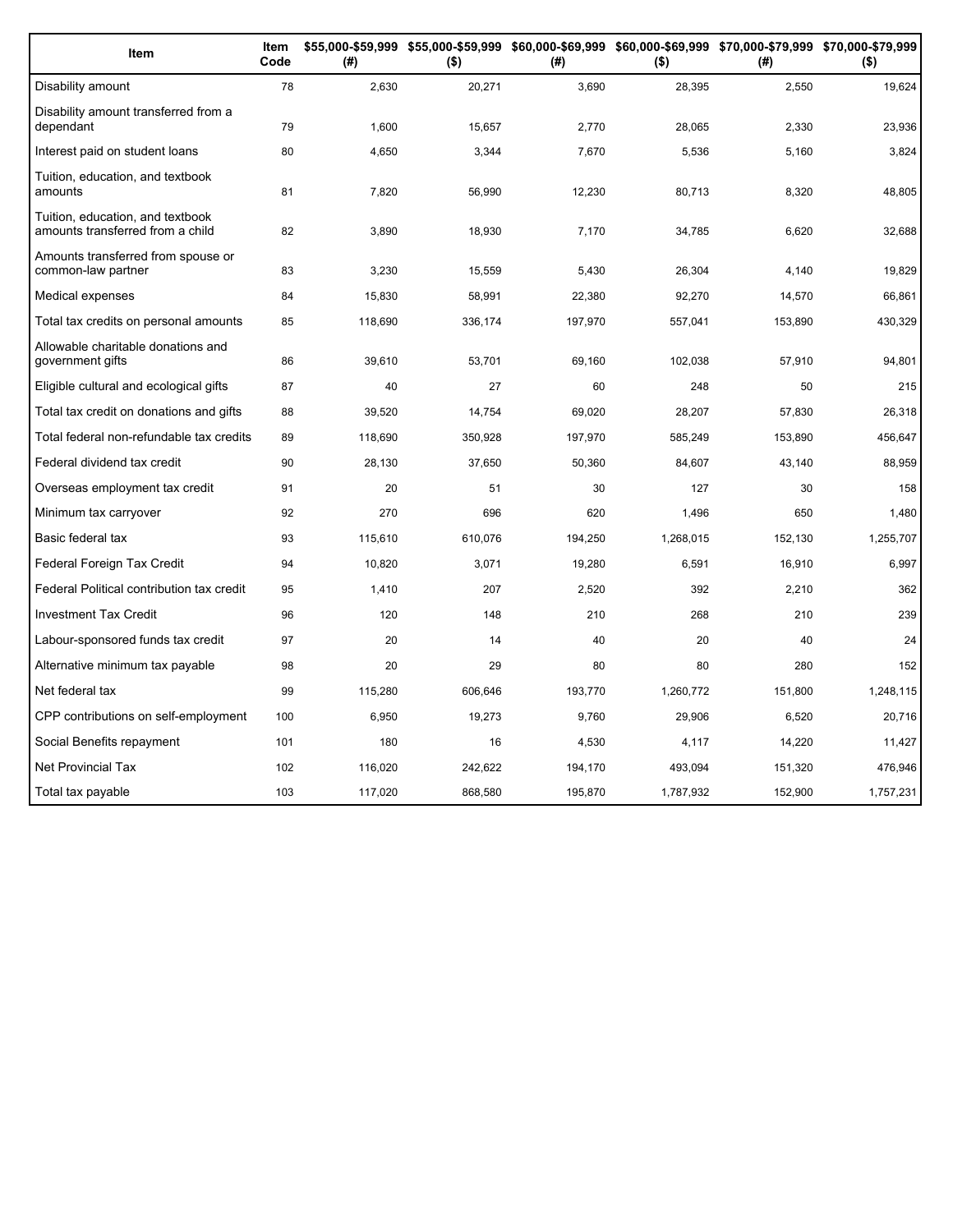| Item | Item Code | $55,000-$59,999 (#) | $55,000-$59,999 ($) | $60,000-$69,999 (#) | $60,000-$69,999 ($) | $70,000-$79,999 (#) | $70,000-$79,999 ($) |
|---|---|---|---|---|---|---|---|
| Disability amount | 78 | 2,630 | 20,271 | 3,690 | 28,395 | 2,550 | 19,624 |
| Disability amount transferred from a dependant | 79 | 1,600 | 15,657 | 2,770 | 28,065 | 2,330 | 23,936 |
| Interest paid on student loans | 80 | 4,650 | 3,344 | 7,670 | 5,536 | 5,160 | 3,824 |
| Tuition, education, and textbook amounts | 81 | 7,820 | 56,990 | 12,230 | 80,713 | 8,320 | 48,805 |
| Tuition, education, and textbook amounts transferred from a child | 82 | 3,890 | 18,930 | 7,170 | 34,785 | 6,620 | 32,688 |
| Amounts transferred from spouse or common-law partner | 83 | 3,230 | 15,559 | 5,430 | 26,304 | 4,140 | 19,829 |
| Medical expenses | 84 | 15,830 | 58,991 | 22,380 | 92,270 | 14,570 | 66,861 |
| Total tax credits on personal amounts | 85 | 118,690 | 336,174 | 197,970 | 557,041 | 153,890 | 430,329 |
| Allowable charitable donations and government gifts | 86 | 39,610 | 53,701 | 69,160 | 102,038 | 57,910 | 94,801 |
| Eligible cultural and ecological gifts | 87 | 40 | 27 | 60 | 248 | 50 | 215 |
| Total tax credit on donations and gifts | 88 | 39,520 | 14,754 | 69,020 | 28,207 | 57,830 | 26,318 |
| Total federal non-refundable tax credits | 89 | 118,690 | 350,928 | 197,970 | 585,249 | 153,890 | 456,647 |
| Federal dividend tax credit | 90 | 28,130 | 37,650 | 50,360 | 84,607 | 43,140 | 88,959 |
| Overseas employment tax credit | 91 | 20 | 51 | 30 | 127 | 30 | 158 |
| Minimum tax carryover | 92 | 270 | 696 | 620 | 1,496 | 650 | 1,480 |
| Basic federal tax | 93 | 115,610 | 610,076 | 194,250 | 1,268,015 | 152,130 | 1,255,707 |
| Federal Foreign Tax Credit | 94 | 10,820 | 3,071 | 19,280 | 6,591 | 16,910 | 6,997 |
| Federal Political contribution tax credit | 95 | 1,410 | 207 | 2,520 | 392 | 2,210 | 362 |
| Investment Tax Credit | 96 | 120 | 148 | 210 | 268 | 210 | 239 |
| Labour-sponsored funds tax credit | 97 | 20 | 14 | 40 | 20 | 40 | 24 |
| Alternative minimum tax payable | 98 | 20 | 29 | 80 | 80 | 280 | 152 |
| Net federal tax | 99 | 115,280 | 606,646 | 193,770 | 1,260,772 | 151,800 | 1,248,115 |
| CPP contributions on self-employment | 100 | 6,950 | 19,273 | 9,760 | 29,906 | 6,520 | 20,716 |
| Social Benefits repayment | 101 | 180 | 16 | 4,530 | 4,117 | 14,220 | 11,427 |
| Net Provincial Tax | 102 | 116,020 | 242,622 | 194,170 | 493,094 | 151,320 | 476,946 |
| Total tax payable | 103 | 117,020 | 868,580 | 195,870 | 1,787,932 | 152,900 | 1,757,231 |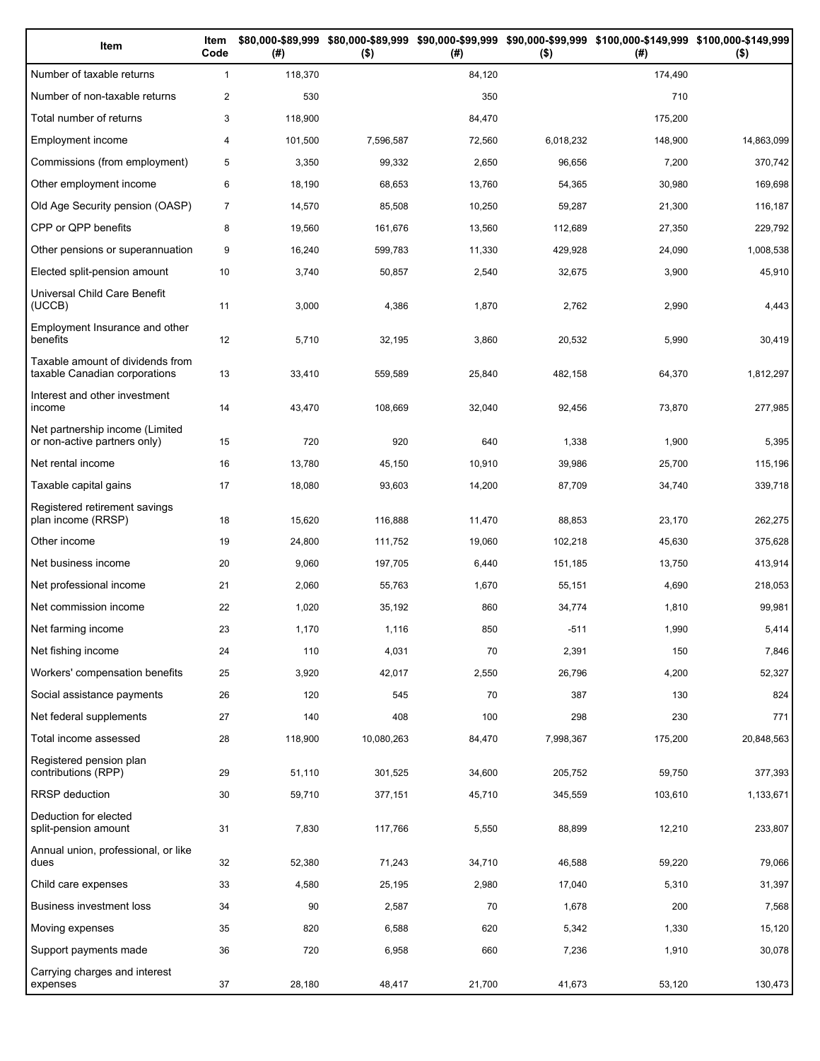| Item | Item Code | $80,000-$89,999 (#) | $80,000-$89,999 ($) | $90,000-$99,999 (#) | $90,000-$99,999 ($) | $100,000-$149,999 (#) | $100,000-$149,999 ($) |
|---|---|---|---|---|---|---|---|
| Number of taxable returns | 1 | 118,370 | | 84,120 | | 174,490 | |
| Number of non-taxable returns | 2 | 530 | | 350 | | 710 | |
| Total number of returns | 3 | 118,900 | | 84,470 | | 175,200 | |
| Employment income | 4 | 101,500 | 7,596,587 | 72,560 | 6,018,232 | 148,900 | 14,863,099 |
| Commissions (from employment) | 5 | 3,350 | 99,332 | 2,650 | 96,656 | 7,200 | 370,742 |
| Other employment income | 6 | 18,190 | 68,653 | 13,760 | 54,365 | 30,980 | 169,698 |
| Old Age Security pension (OASP) | 7 | 14,570 | 85,508 | 10,250 | 59,287 | 21,300 | 116,187 |
| CPP or QPP benefits | 8 | 19,560 | 161,676 | 13,560 | 112,689 | 27,350 | 229,792 |
| Other pensions or superannuation | 9 | 16,240 | 599,783 | 11,330 | 429,928 | 24,090 | 1,008,538 |
| Elected split-pension amount | 10 | 3,740 | 50,857 | 2,540 | 32,675 | 3,900 | 45,910 |
| Universal Child Care Benefit (UCCB) | 11 | 3,000 | 4,386 | 1,870 | 2,762 | 2,990 | 4,443 |
| Employment Insurance and other benefits | 12 | 5,710 | 32,195 | 3,860 | 20,532 | 5,990 | 30,419 |
| Taxable amount of dividends from taxable Canadian corporations | 13 | 33,410 | 559,589 | 25,840 | 482,158 | 64,370 | 1,812,297 |
| Interest and other investment income | 14 | 43,470 | 108,669 | 32,040 | 92,456 | 73,870 | 277,985 |
| Net partnership income (Limited or non-active partners only) | 15 | 720 | 920 | 640 | 1,338 | 1,900 | 5,395 |
| Net rental income | 16 | 13,780 | 45,150 | 10,910 | 39,986 | 25,700 | 115,196 |
| Taxable capital gains | 17 | 18,080 | 93,603 | 14,200 | 87,709 | 34,740 | 339,718 |
| Registered retirement savings plan income (RRSP) | 18 | 15,620 | 116,888 | 11,470 | 88,853 | 23,170 | 262,275 |
| Other income | 19 | 24,800 | 111,752 | 19,060 | 102,218 | 45,630 | 375,628 |
| Net business income | 20 | 9,060 | 197,705 | 6,440 | 151,185 | 13,750 | 413,914 |
| Net professional income | 21 | 2,060 | 55,763 | 1,670 | 55,151 | 4,690 | 218,053 |
| Net commission income | 22 | 1,020 | 35,192 | 860 | 34,774 | 1,810 | 99,981 |
| Net farming income | 23 | 1,170 | 1,116 | 850 | -511 | 1,990 | 5,414 |
| Net fishing income | 24 | 110 | 4,031 | 70 | 2,391 | 150 | 7,846 |
| Workers' compensation benefits | 25 | 3,920 | 42,017 | 2,550 | 26,796 | 4,200 | 52,327 |
| Social assistance payments | 26 | 120 | 545 | 70 | 387 | 130 | 824 |
| Net federal supplements | 27 | 140 | 408 | 100 | 298 | 230 | 771 |
| Total income assessed | 28 | 118,900 | 10,080,263 | 84,470 | 7,998,367 | 175,200 | 20,848,563 |
| Registered pension plan contributions (RPP) | 29 | 51,110 | 301,525 | 34,600 | 205,752 | 59,750 | 377,393 |
| RRSP deduction | 30 | 59,710 | 377,151 | 45,710 | 345,559 | 103,610 | 1,133,671 |
| Deduction for elected split-pension amount | 31 | 7,830 | 117,766 | 5,550 | 88,899 | 12,210 | 233,807 |
| Annual union, professional, or like dues | 32 | 52,380 | 71,243 | 34,710 | 46,588 | 59,220 | 79,066 |
| Child care expenses | 33 | 4,580 | 25,195 | 2,980 | 17,040 | 5,310 | 31,397 |
| Business investment loss | 34 | 90 | 2,587 | 70 | 1,678 | 200 | 7,568 |
| Moving expenses | 35 | 820 | 6,588 | 620 | 5,342 | 1,330 | 15,120 |
| Support payments made | 36 | 720 | 6,958 | 660 | 7,236 | 1,910 | 30,078 |
| Carrying charges and interest expenses | 37 | 28,180 | 48,417 | 21,700 | 41,673 | 53,120 | 130,473 |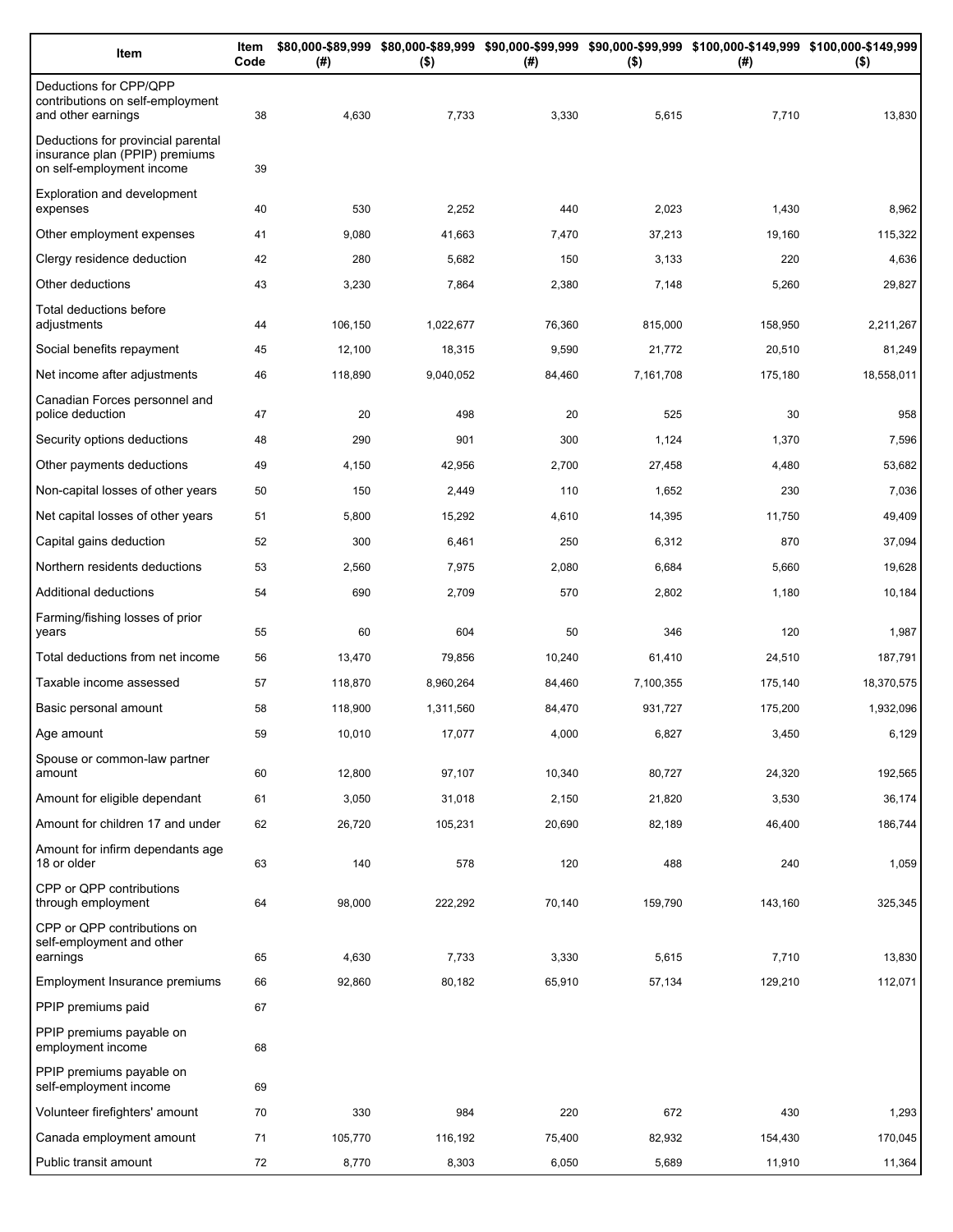| Item | Item Code | $80,000-$89,999 (#) | $80,000-$89,999 ($) | $90,000-$99,999 (#) | $90,000-$99,999 ($) | $100,000-$149,999 (#) | $100,000-$149,999 ($) |
|---|---|---|---|---|---|---|---|
| Deductions for CPP/QPP contributions on self-employment and other earnings | 38 | 4,630 | 7,733 | 3,330 | 5,615 | 7,710 | 13,830 |
| Deductions for provincial parental insurance plan (PPIP) premiums on self-employment income | 39 | | | | | | |
| Exploration and development expenses | 40 | 530 | 2,252 | 440 | 2,023 | 1,430 | 8,962 |
| Other employment expenses | 41 | 9,080 | 41,663 | 7,470 | 37,213 | 19,160 | 115,322 |
| Clergy residence deduction | 42 | 280 | 5,682 | 150 | 3,133 | 220 | 4,636 |
| Other deductions | 43 | 3,230 | 7,864 | 2,380 | 7,148 | 5,260 | 29,827 |
| Total deductions before adjustments | 44 | 106,150 | 1,022,677 | 76,360 | 815,000 | 158,950 | 2,211,267 |
| Social benefits repayment | 45 | 12,100 | 18,315 | 9,590 | 21,772 | 20,510 | 81,249 |
| Net income after adjustments | 46 | 118,890 | 9,040,052 | 84,460 | 7,161,708 | 175,180 | 18,558,011 |
| Canadian Forces personnel and police deduction | 47 | 20 | 498 | 20 | 525 | 30 | 958 |
| Security options deductions | 48 | 290 | 901 | 300 | 1,124 | 1,370 | 7,596 |
| Other payments deductions | 49 | 4,150 | 42,956 | 2,700 | 27,458 | 4,480 | 53,682 |
| Non-capital losses of other years | 50 | 150 | 2,449 | 110 | 1,652 | 230 | 7,036 |
| Net capital losses of other years | 51 | 5,800 | 15,292 | 4,610 | 14,395 | 11,750 | 49,409 |
| Capital gains deduction | 52 | 300 | 6,461 | 250 | 6,312 | 870 | 37,094 |
| Northern residents deductions | 53 | 2,560 | 7,975 | 2,080 | 6,684 | 5,660 | 19,628 |
| Additional deductions | 54 | 690 | 2,709 | 570 | 2,802 | 1,180 | 10,184 |
| Farming/fishing losses of prior years | 55 | 60 | 604 | 50 | 346 | 120 | 1,987 |
| Total deductions from net income | 56 | 13,470 | 79,856 | 10,240 | 61,410 | 24,510 | 187,791 |
| Taxable income assessed | 57 | 118,870 | 8,960,264 | 84,460 | 7,100,355 | 175,140 | 18,370,575 |
| Basic personal amount | 58 | 118,900 | 1,311,560 | 84,470 | 931,727 | 175,200 | 1,932,096 |
| Age amount | 59 | 10,010 | 17,077 | 4,000 | 6,827 | 3,450 | 6,129 |
| Spouse or common-law partner amount | 60 | 12,800 | 97,107 | 10,340 | 80,727 | 24,320 | 192,565 |
| Amount for eligible dependant | 61 | 3,050 | 31,018 | 2,150 | 21,820 | 3,530 | 36,174 |
| Amount for children 17 and under | 62 | 26,720 | 105,231 | 20,690 | 82,189 | 46,400 | 186,744 |
| Amount for infirm dependants age 18 or older | 63 | 140 | 578 | 120 | 488 | 240 | 1,059 |
| CPP or QPP contributions through employment | 64 | 98,000 | 222,292 | 70,140 | 159,790 | 143,160 | 325,345 |
| CPP or QPP contributions on self-employment and other earnings | 65 | 4,630 | 7,733 | 3,330 | 5,615 | 7,710 | 13,830 |
| Employment Insurance premiums | 66 | 92,860 | 80,182 | 65,910 | 57,134 | 129,210 | 112,071 |
| PPIP premiums paid | 67 | | | | | | |
| PPIP premiums payable on employment income | 68 | | | | | | |
| PPIP premiums payable on self-employment income | 69 | | | | | | |
| Volunteer firefighters' amount | 70 | 330 | 984 | 220 | 672 | 430 | 1,293 |
| Canada employment amount | 71 | 105,770 | 116,192 | 75,400 | 82,932 | 154,430 | 170,045 |
| Public transit amount | 72 | 8,770 | 8,303 | 6,050 | 5,689 | 11,910 | 11,364 |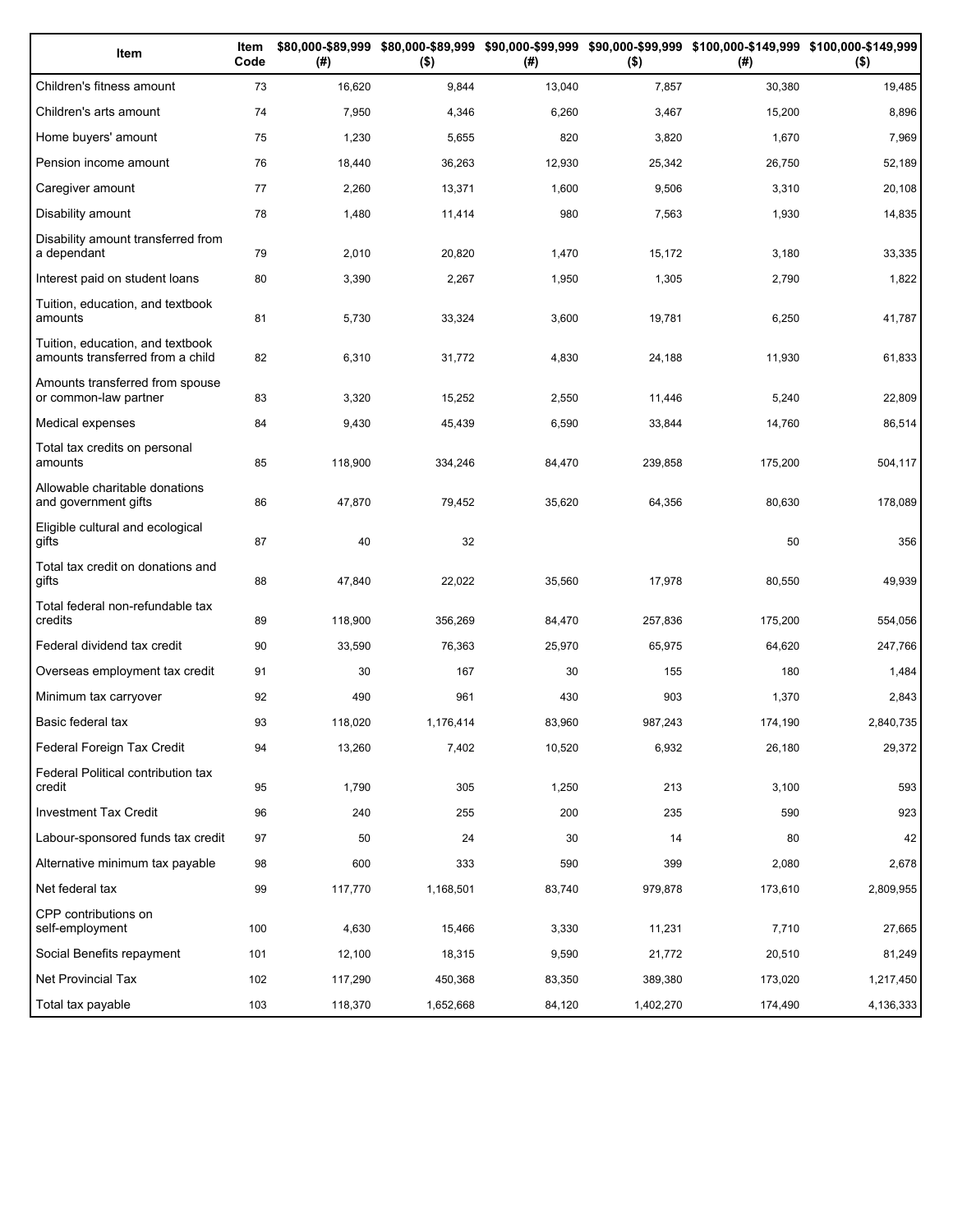| Item | Item Code | $80,000-$89,999 (#) | $80,000-$89,999 ($) | $90,000-$99,999 (#) | $90,000-$99,999 ($) | $100,000-$149,999 (#) | $100,000-$149,999 ($) |
|---|---|---|---|---|---|---|---|
| Children's fitness amount | 73 | 16,620 | 9,844 | 13,040 | 7,857 | 30,380 | 19,485 |
| Children's arts amount | 74 | 7,950 | 4,346 | 6,260 | 3,467 | 15,200 | 8,896 |
| Home buyers' amount | 75 | 1,230 | 5,655 | 820 | 3,820 | 1,670 | 7,969 |
| Pension income amount | 76 | 18,440 | 36,263 | 12,930 | 25,342 | 26,750 | 52,189 |
| Caregiver amount | 77 | 2,260 | 13,371 | 1,600 | 9,506 | 3,310 | 20,108 |
| Disability amount | 78 | 1,480 | 11,414 | 980 | 7,563 | 1,930 | 14,835 |
| Disability amount transferred from a dependant | 79 | 2,010 | 20,820 | 1,470 | 15,172 | 3,180 | 33,335 |
| Interest paid on student loans | 80 | 3,390 | 2,267 | 1,950 | 1,305 | 2,790 | 1,822 |
| Tuition, education, and textbook amounts | 81 | 5,730 | 33,324 | 3,600 | 19,781 | 6,250 | 41,787 |
| Tuition, education, and textbook amounts transferred from a child | 82 | 6,310 | 31,772 | 4,830 | 24,188 | 11,930 | 61,833 |
| Amounts transferred from spouse or common-law partner | 83 | 3,320 | 15,252 | 2,550 | 11,446 | 5,240 | 22,809 |
| Medical expenses | 84 | 9,430 | 45,439 | 6,590 | 33,844 | 14,760 | 86,514 |
| Total tax credits on personal amounts | 85 | 118,900 | 334,246 | 84,470 | 239,858 | 175,200 | 504,117 |
| Allowable charitable donations and government gifts | 86 | 47,870 | 79,452 | 35,620 | 64,356 | 80,630 | 178,089 |
| Eligible cultural and ecological gifts | 87 | 40 | 32 | | | 50 | 356 |
| Total tax credit on donations and gifts | 88 | 47,840 | 22,022 | 35,560 | 17,978 | 80,550 | 49,939 |
| Total federal non-refundable tax credits | 89 | 118,900 | 356,269 | 84,470 | 257,836 | 175,200 | 554,056 |
| Federal dividend tax credit | 90 | 33,590 | 76,363 | 25,970 | 65,975 | 64,620 | 247,766 |
| Overseas employment tax credit | 91 | 30 | 167 | 30 | 155 | 180 | 1,484 |
| Minimum tax carryover | 92 | 490 | 961 | 430 | 903 | 1,370 | 2,843 |
| Basic federal tax | 93 | 118,020 | 1,176,414 | 83,960 | 987,243 | 174,190 | 2,840,735 |
| Federal Foreign Tax Credit | 94 | 13,260 | 7,402 | 10,520 | 6,932 | 26,180 | 29,372 |
| Federal Political contribution tax credit | 95 | 1,790 | 305 | 1,250 | 213 | 3,100 | 593 |
| Investment Tax Credit | 96 | 240 | 255 | 200 | 235 | 590 | 923 |
| Labour-sponsored funds tax credit | 97 | 50 | 24 | 30 | 14 | 80 | 42 |
| Alternative minimum tax payable | 98 | 600 | 333 | 590 | 399 | 2,080 | 2,678 |
| Net federal tax | 99 | 117,770 | 1,168,501 | 83,740 | 979,878 | 173,610 | 2,809,955 |
| CPP contributions on self-employment | 100 | 4,630 | 15,466 | 3,330 | 11,231 | 7,710 | 27,665 |
| Social Benefits repayment | 101 | 12,100 | 18,315 | 9,590 | 21,772 | 20,510 | 81,249 |
| Net Provincial Tax | 102 | 117,290 | 450,368 | 83,350 | 389,380 | 173,020 | 1,217,450 |
| Total tax payable | 103 | 118,370 | 1,652,668 | 84,120 | 1,402,270 | 174,490 | 4,136,333 |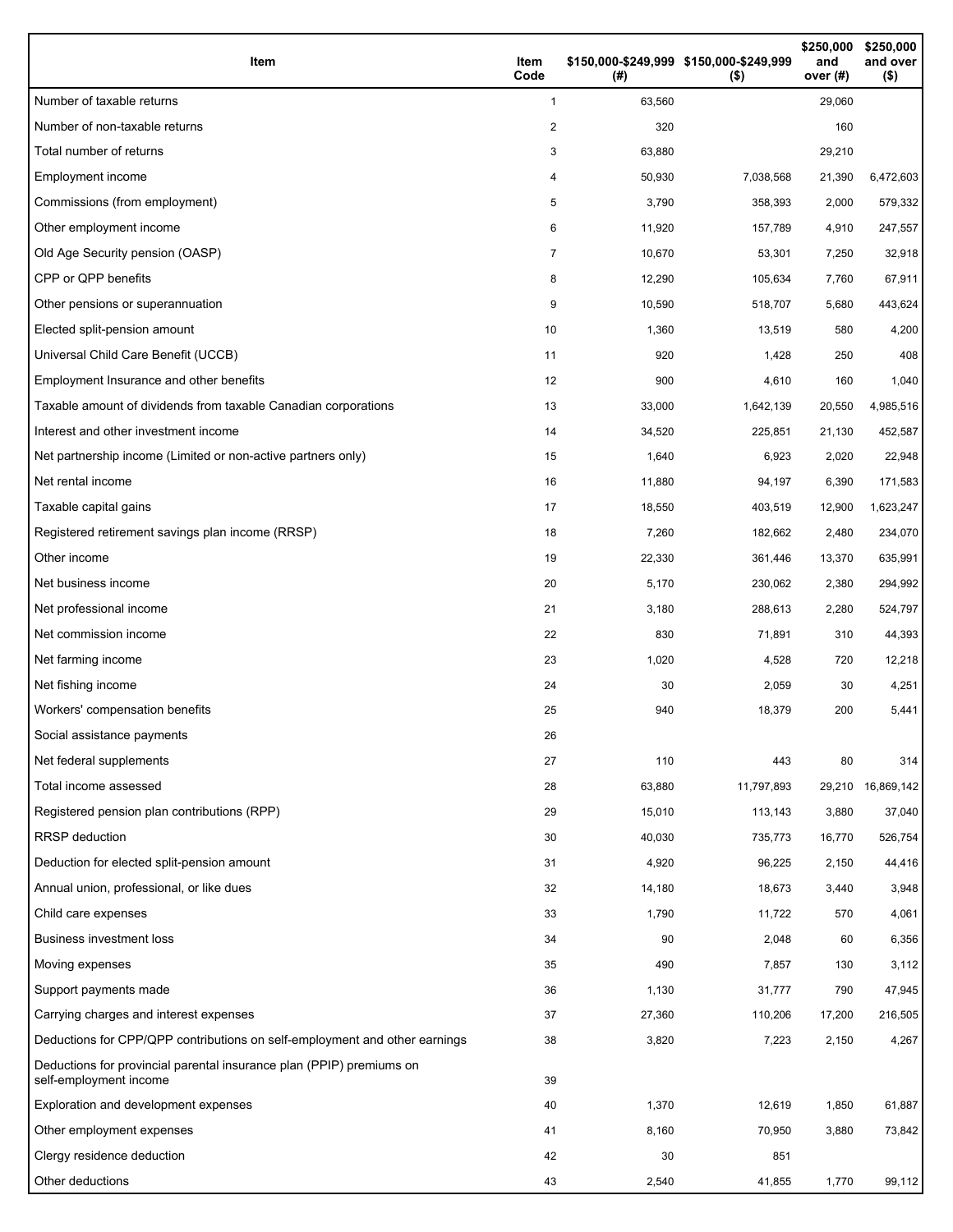| Item | Item Code | $150,000-$249,999 (#) | $150,000-$249,999 ($) | $250,000 and over (#) | $250,000 and over ($) |
| --- | --- | --- | --- | --- | --- |
| Number of taxable returns | 1 | 63,560 | | 29,060 | |
| Number of non-taxable returns | 2 | 320 | | 160 | |
| Total number of returns | 3 | 63,880 | | 29,210 | |
| Employment income | 4 | 50,930 | 7,038,568 | 21,390 | 6,472,603 |
| Commissions (from employment) | 5 | 3,790 | 358,393 | 2,000 | 579,332 |
| Other employment income | 6 | 11,920 | 157,789 | 4,910 | 247,557 |
| Old Age Security pension (OASP) | 7 | 10,670 | 53,301 | 7,250 | 32,918 |
| CPP or QPP benefits | 8 | 12,290 | 105,634 | 7,760 | 67,911 |
| Other pensions or superannuation | 9 | 10,590 | 518,707 | 5,680 | 443,624 |
| Elected split-pension amount | 10 | 1,360 | 13,519 | 580 | 4,200 |
| Universal Child Care Benefit (UCCB) | 11 | 920 | 1,428 | 250 | 408 |
| Employment Insurance and other benefits | 12 | 900 | 4,610 | 160 | 1,040 |
| Taxable amount of dividends from taxable Canadian corporations | 13 | 33,000 | 1,642,139 | 20,550 | 4,985,516 |
| Interest and other investment income | 14 | 34,520 | 225,851 | 21,130 | 452,587 |
| Net partnership income (Limited or non-active partners only) | 15 | 1,640 | 6,923 | 2,020 | 22,948 |
| Net rental income | 16 | 11,880 | 94,197 | 6,390 | 171,583 |
| Taxable capital gains | 17 | 18,550 | 403,519 | 12,900 | 1,623,247 |
| Registered retirement savings plan income (RRSP) | 18 | 7,260 | 182,662 | 2,480 | 234,070 |
| Other income | 19 | 22,330 | 361,446 | 13,370 | 635,991 |
| Net business income | 20 | 5,170 | 230,062 | 2,380 | 294,992 |
| Net professional income | 21 | 3,180 | 288,613 | 2,280 | 524,797 |
| Net commission income | 22 | 830 | 71,891 | 310 | 44,393 |
| Net farming income | 23 | 1,020 | 4,528 | 720 | 12,218 |
| Net fishing income | 24 | 30 | 2,059 | 30 | 4,251 |
| Workers' compensation benefits | 25 | 940 | 18,379 | 200 | 5,441 |
| Social assistance payments | 26 | | | | |
| Net federal supplements | 27 | 110 | 443 | 80 | 314 |
| Total income assessed | 28 | 63,880 | 11,797,893 | 29,210 | 16,869,142 |
| Registered pension plan contributions (RPP) | 29 | 15,010 | 113,143 | 3,880 | 37,040 |
| RRSP deduction | 30 | 40,030 | 735,773 | 16,770 | 526,754 |
| Deduction for elected split-pension amount | 31 | 4,920 | 96,225 | 2,150 | 44,416 |
| Annual union, professional, or like dues | 32 | 14,180 | 18,673 | 3,440 | 3,948 |
| Child care expenses | 33 | 1,790 | 11,722 | 570 | 4,061 |
| Business investment loss | 34 | 90 | 2,048 | 60 | 6,356 |
| Moving expenses | 35 | 490 | 7,857 | 130 | 3,112 |
| Support payments made | 36 | 1,130 | 31,777 | 790 | 47,945 |
| Carrying charges and interest expenses | 37 | 27,360 | 110,206 | 17,200 | 216,505 |
| Deductions for CPP/QPP contributions on self-employment and other earnings | 38 | 3,820 | 7,223 | 2,150 | 4,267 |
| Deductions for provincial parental insurance plan (PPIP) premiums on self-employment income | 39 | | | | |
| Exploration and development expenses | 40 | 1,370 | 12,619 | 1,850 | 61,887 |
| Other employment expenses | 41 | 8,160 | 70,950 | 3,880 | 73,842 |
| Clergy residence deduction | 42 | 30 | 851 | | |
| Other deductions | 43 | 2,540 | 41,855 | 1,770 | 99,112 |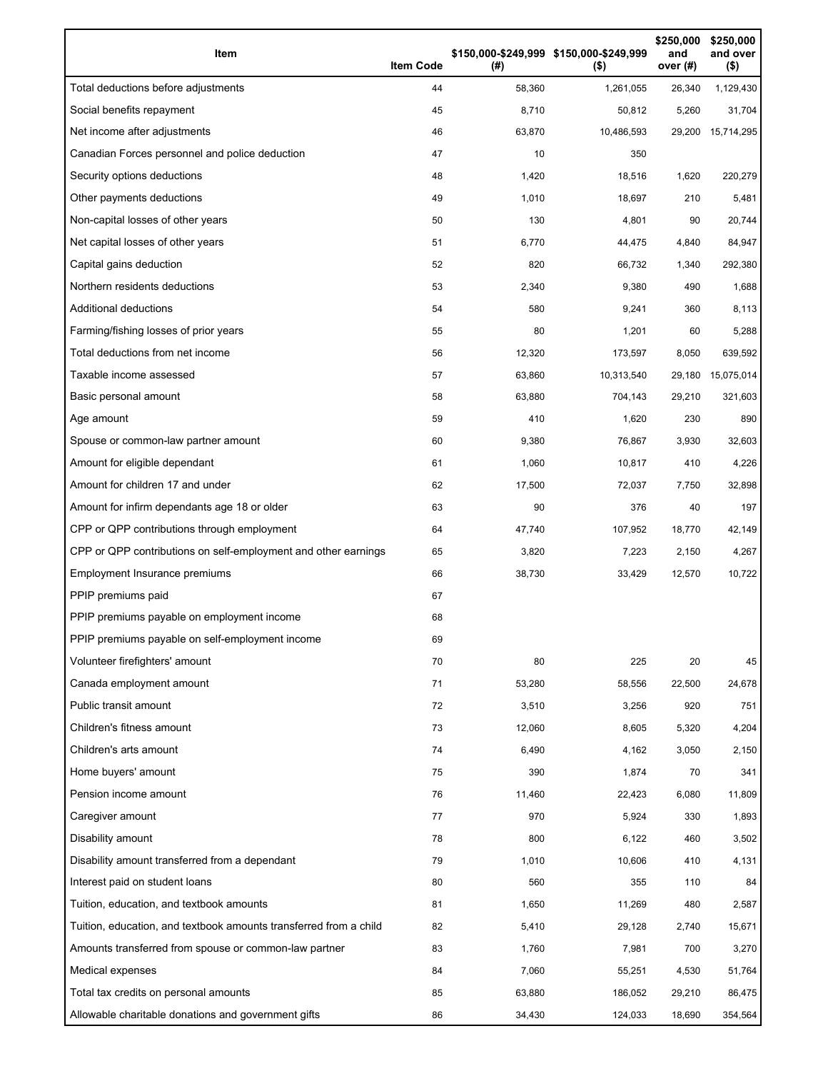| Item | Item Code | $150,000-$249,999 (#) | $150,000-$249,999 ($) | $250,000 and over (#) | $250,000 and over ($) |
|---|---|---|---|---|---|
| Total deductions before adjustments | 44 | 58,360 | 1,261,055 | 26,340 | 1,129,430 |
| Social benefits repayment | 45 | 8,710 | 50,812 | 5,260 | 31,704 |
| Net income after adjustments | 46 | 63,870 | 10,486,593 | 29,200 | 15,714,295 |
| Canadian Forces personnel and police deduction | 47 | 10 | 350 | | |
| Security options deductions | 48 | 1,420 | 18,516 | 1,620 | 220,279 |
| Other payments deductions | 49 | 1,010 | 18,697 | 210 | 5,481 |
| Non-capital losses of other years | 50 | 130 | 4,801 | 90 | 20,744 |
| Net capital losses of other years | 51 | 6,770 | 44,475 | 4,840 | 84,947 |
| Capital gains deduction | 52 | 820 | 66,732 | 1,340 | 292,380 |
| Northern residents deductions | 53 | 2,340 | 9,380 | 490 | 1,688 |
| Additional deductions | 54 | 580 | 9,241 | 360 | 8,113 |
| Farming/fishing losses of prior years | 55 | 80 | 1,201 | 60 | 5,288 |
| Total deductions from net income | 56 | 12,320 | 173,597 | 8,050 | 639,592 |
| Taxable income assessed | 57 | 63,860 | 10,313,540 | 29,180 | 15,075,014 |
| Basic personal amount | 58 | 63,880 | 704,143 | 29,210 | 321,603 |
| Age amount | 59 | 410 | 1,620 | 230 | 890 |
| Spouse or common-law partner amount | 60 | 9,380 | 76,867 | 3,930 | 32,603 |
| Amount for eligible dependant | 61 | 1,060 | 10,817 | 410 | 4,226 |
| Amount for children 17 and under | 62 | 17,500 | 72,037 | 7,750 | 32,898 |
| Amount for infirm dependants age 18 or older | 63 | 90 | 376 | 40 | 197 |
| CPP or QPP contributions through employment | 64 | 47,740 | 107,952 | 18,770 | 42,149 |
| CPP or QPP contributions on self-employment and other earnings | 65 | 3,820 | 7,223 | 2,150 | 4,267 |
| Employment Insurance premiums | 66 | 38,730 | 33,429 | 12,570 | 10,722 |
| PPIP premiums paid | 67 | | | | |
| PPIP premiums payable on employment income | 68 | | | | |
| PPIP premiums payable on self-employment income | 69 | | | | |
| Volunteer firefighters' amount | 70 | 80 | 225 | 20 | 45 |
| Canada employment amount | 71 | 53,280 | 58,556 | 22,500 | 24,678 |
| Public transit amount | 72 | 3,510 | 3,256 | 920 | 751 |
| Children's fitness amount | 73 | 12,060 | 8,605 | 5,320 | 4,204 |
| Children's arts amount | 74 | 6,490 | 4,162 | 3,050 | 2,150 |
| Home buyers' amount | 75 | 390 | 1,874 | 70 | 341 |
| Pension income amount | 76 | 11,460 | 22,423 | 6,080 | 11,809 |
| Caregiver amount | 77 | 970 | 5,924 | 330 | 1,893 |
| Disability amount | 78 | 800 | 6,122 | 460 | 3,502 |
| Disability amount transferred from a dependant | 79 | 1,010 | 10,606 | 410 | 4,131 |
| Interest paid on student loans | 80 | 560 | 355 | 110 | 84 |
| Tuition, education, and textbook amounts | 81 | 1,650 | 11,269 | 480 | 2,587 |
| Tuition, education, and textbook amounts transferred from a child | 82 | 5,410 | 29,128 | 2,740 | 15,671 |
| Amounts transferred from spouse or common-law partner | 83 | 1,760 | 7,981 | 700 | 3,270 |
| Medical expenses | 84 | 7,060 | 55,251 | 4,530 | 51,764 |
| Total tax credits on personal amounts | 85 | 63,880 | 186,052 | 29,210 | 86,475 |
| Allowable charitable donations and government gifts | 86 | 34,430 | 124,033 | 18,690 | 354,564 |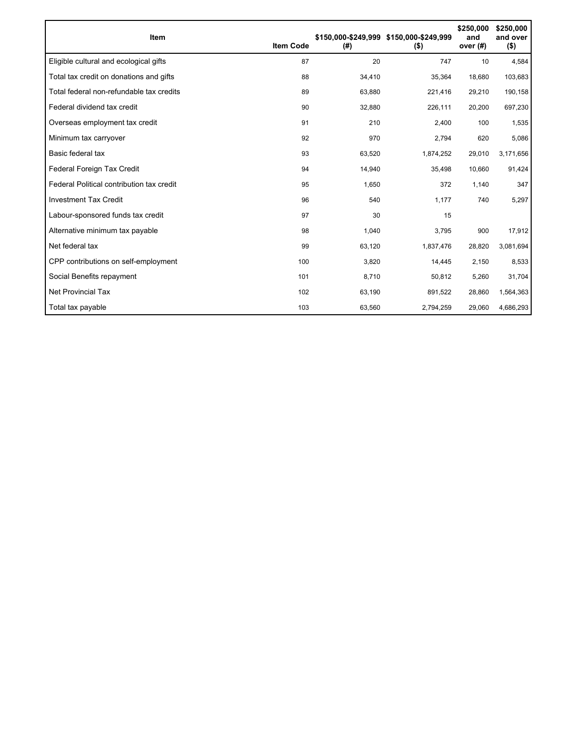| Item | Item Code | $150,000-$249,999 (#) | $150,000-$249,999 ($) | $250,000 and over (#) | $250,000 and over ($) |
|---|---|---|---|---|---|
| Eligible cultural and ecological gifts | 87 | 20 | 747 | 10 | 4,584 |
| Total tax credit on donations and gifts | 88 | 34,410 | 35,364 | 18,680 | 103,683 |
| Total federal non-refundable tax credits | 89 | 63,880 | 221,416 | 29,210 | 190,158 |
| Federal dividend tax credit | 90 | 32,880 | 226,111 | 20,200 | 697,230 |
| Overseas employment tax credit | 91 | 210 | 2,400 | 100 | 1,535 |
| Minimum tax carryover | 92 | 970 | 2,794 | 620 | 5,086 |
| Basic federal tax | 93 | 63,520 | 1,874,252 | 29,010 | 3,171,656 |
| Federal Foreign Tax Credit | 94 | 14,940 | 35,498 | 10,660 | 91,424 |
| Federal Political contribution tax credit | 95 | 1,650 | 372 | 1,140 | 347 |
| Investment Tax Credit | 96 | 540 | 1,177 | 740 | 5,297 |
| Labour-sponsored funds tax credit | 97 | 30 | 15 | | |
| Alternative minimum tax payable | 98 | 1,040 | 3,795 | 900 | 17,912 |
| Net federal tax | 99 | 63,120 | 1,837,476 | 28,820 | 3,081,694 |
| CPP contributions on self-employment | 100 | 3,820 | 14,445 | 2,150 | 8,533 |
| Social Benefits repayment | 101 | 8,710 | 50,812 | 5,260 | 31,704 |
| Net Provincial Tax | 102 | 63,190 | 891,522 | 28,860 | 1,564,363 |
| Total tax payable | 103 | 63,560 | 2,794,259 | 29,060 | 4,686,293 |